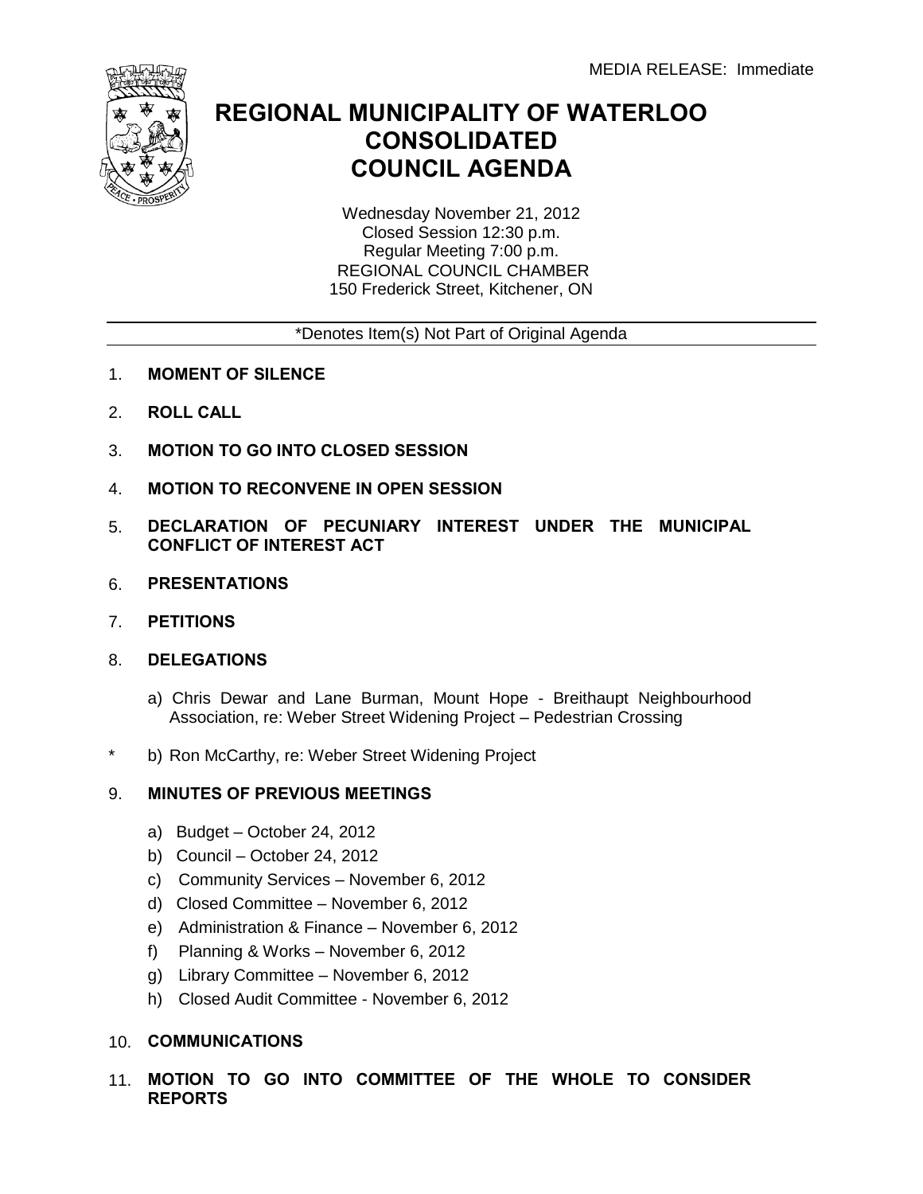MEDIA RELEASE: Immediate

# REGIONAL MUNICIPALITY OF WATERLOO CONSOLIDATED COUNCIL AGENDA

Wednesday November 21, 2012
Closed Session 12:30 p.m.
Regular Meeting 7:00 p.m.
REGIONAL COUNCIL CHAMBER
150 Frederick Street, Kitchener, ON

---

*Denotes Item(s) Not Part of Original Agenda

---

1. **MOMENT OF SILENCE**
2. **ROLL CALL**
3. **MOTION TO GO INTO CLOSED SESSION**
4. **MOTION TO RECONVENE IN OPEN SESSION**
5. **DECLARATION OF PECUNIARY INTEREST UNDER THE MUNICIPAL CONFLICT OF INTEREST ACT**
6. **PRESENTATIONS**
7. **PETITIONS**
8. **DELEGATIONS**

   a) Chris Dewar and Lane Burman, Mount Hope - Breithaupt Neighbourhood Association, re: Weber Street Widening Project – Pedestrian Crossing

\* b) Ron McCarthy, re: Weber Street Widening Project

9. **MINUTES OF PREVIOUS MEETINGS**

   a) Budget – October 24, 2012
   b) Council – October 24, 2012
   c) Community Services – November 6, 2012
   d) Closed Committee – November 6, 2012
   e) Administration & Finance – November 6, 2012
   f) Planning & Works – November 6, 2012
   g) Library Committee – November 6, 2012
   h) Closed Audit Committee - November 6, 2012

10. **COMMUNICATIONS**
11. **MOTION TO GO INTO COMMITTEE OF THE WHOLE TO CONSIDER REPORTS**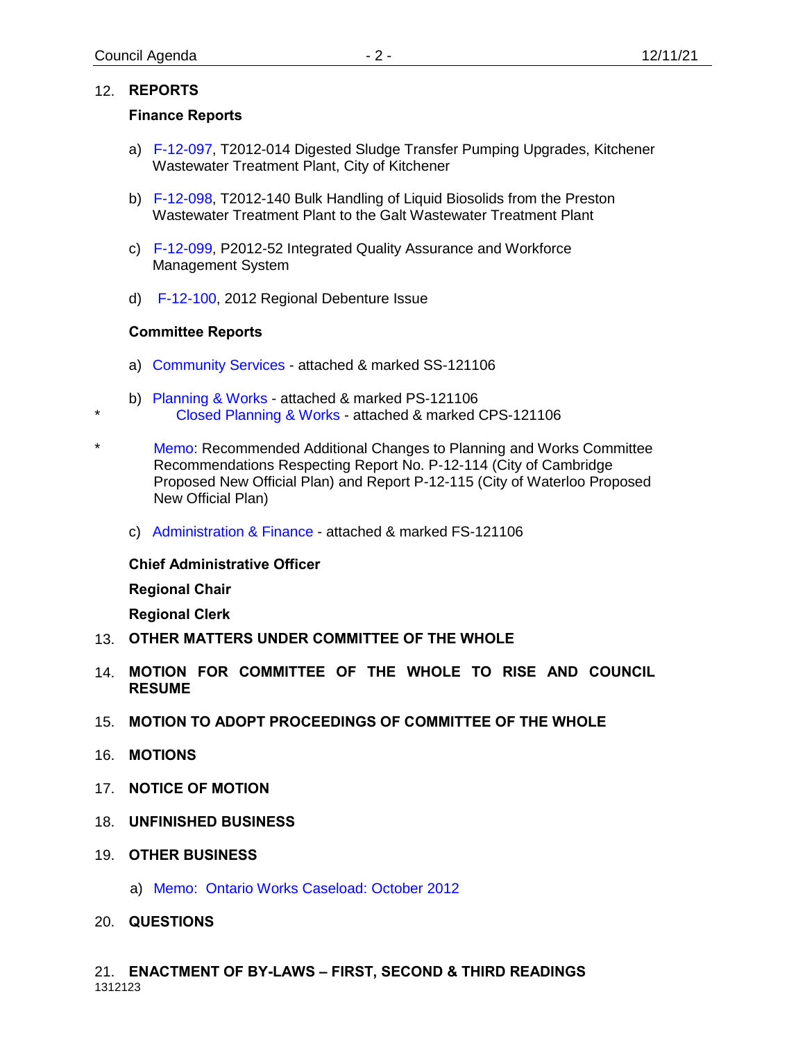12. **REPORTS**

**Finance Reports**

a) F-12-097, T2012-014 Digested Sludge Transfer Pumping Upgrades, Kitchener Wastewater Treatment Plant, City of Kitchener

b) F-12-098, T2012-140 Bulk Handling of Liquid Biosolids from the Preston Wastewater Treatment Plant to the Galt Wastewater Treatment Plant

c) F-12-099, P2012-52 Integrated Quality Assurance and Workforce Management System

d) F-12-100, 2012 Regional Debenture Issue

**Committee Reports**

a) Community Services - attached & marked SS-121106

b) Planning & Works - attached & marked PS-121106

\* Closed Planning & Works - attached & marked CPS-121106

\* Memo: Recommended Additional Changes to Planning and Works Committee Recommendations Respecting Report No. P-12-114 (City of Cambridge Proposed New Official Plan) and Report P-12-115 (City of Waterloo Proposed New Official Plan)

c) Administration & Finance - attached & marked FS-121106

**Chief Administrative Officer**

**Regional Chair**

**Regional Clerk**

13. **OTHER MATTERS UNDER COMMITTEE OF THE WHOLE**

14. **MOTION FOR COMMITTEE OF THE WHOLE TO RISE AND COUNCIL RESUME**

15. **MOTION TO ADOPT PROCEEDINGS OF COMMITTEE OF THE WHOLE**

16. **MOTIONS**

17. **NOTICE OF MOTION**

18. **UNFINISHED BUSINESS**

19. **OTHER BUSINESS**

a) Memo: Ontario Works Caseload: October 2012

20. **QUESTIONS**

21. **ENACTMENT OF BY-LAWS – FIRST, SECOND & THIRD READINGS**

1312123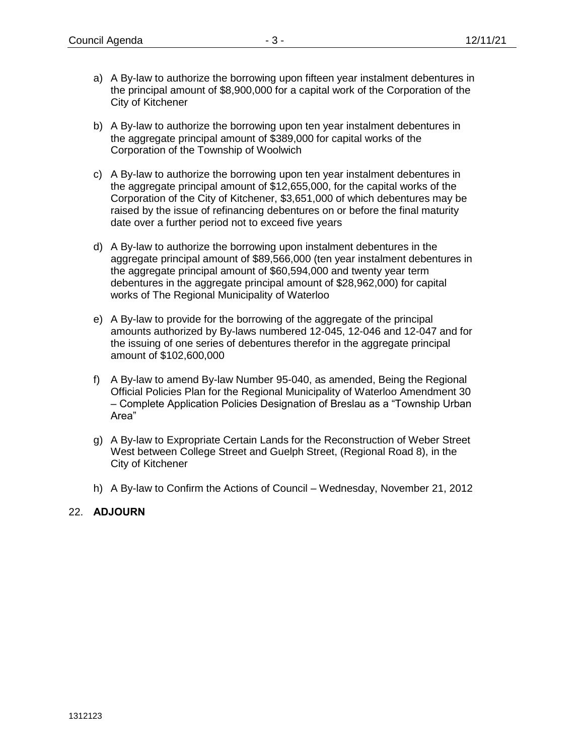a) A By-law to authorize the borrowing upon fifteen year instalment debentures in the principal amount of $8,900,000 for a capital work of the Corporation of the City of Kitchener

b) A By-law to authorize the borrowing upon ten year instalment debentures in the aggregate principal amount of $389,000 for capital works of the Corporation of the Township of Woolwich

c) A By-law to authorize the borrowing upon ten year instalment debentures in the aggregate principal amount of $12,655,000, for the capital works of the Corporation of the City of Kitchener, $3,651,000 of which debentures may be raised by the issue of refinancing debentures on or before the final maturity date over a further period not to exceed five years

d) A By-law to authorize the borrowing upon instalment debentures in the aggregate principal amount of $89,566,000 (ten year instalment debentures in the aggregate principal amount of $60,594,000 and twenty year term debentures in the aggregate principal amount of $28,962,000) for capital works of The Regional Municipality of Waterloo

e) A By-law to provide for the borrowing of the aggregate of the principal amounts authorized by By-laws numbered 12-045, 12-046 and 12-047 and for the issuing of one series of debentures therefor in the aggregate principal amount of $102,600,000

f) A By-law to amend By-law Number 95-040, as amended, Being the Regional Official Policies Plan for the Regional Municipality of Waterloo Amendment 30 – Complete Application Policies Designation of Breslau as a "Township Urban Area"

g) A By-law to Expropriate Certain Lands for the Reconstruction of Weber Street West between College Street and Guelph Street, (Regional Road 8), in the City of Kitchener

h) A By-law to Confirm the Actions of Council – Wednesday, November 21, 2012

22. **ADJOURN**

1312123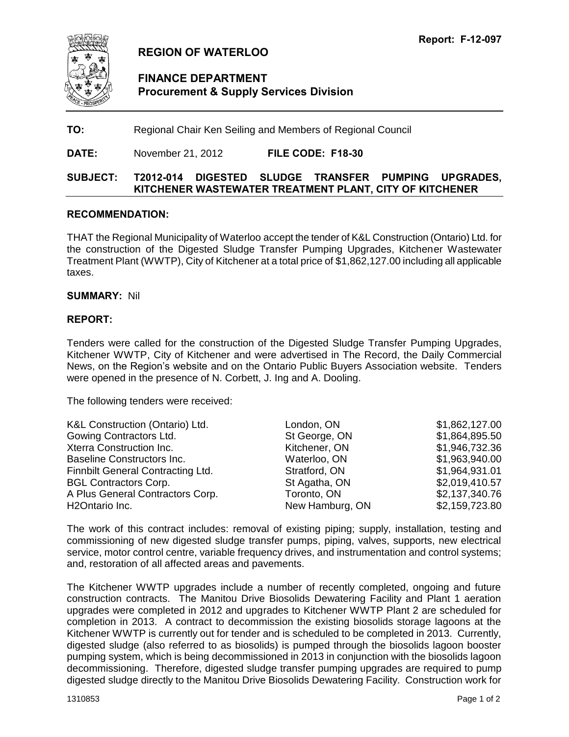**Report: F-12-097**

# REGION OF WATERLOO

## FINANCE DEPARTMENT
## Procurement & Supply Services Division

**TO:** Regional Chair Ken Seiling and Members of Regional Council

**DATE:** November 21, 2012 **FILE CODE: F18-30**

**SUBJECT: T2012-014 DIGESTED SLUDGE TRANSFER PUMPING UPGRADES, KITCHENER WASTEWATER TREATMENT PLANT, CITY OF KITCHENER**

### RECOMMENDATION:

THAT the Regional Municipality of Waterloo accept the tender of K&L Construction (Ontario) Ltd. for the construction of the Digested Sludge Transfer Pumping Upgrades, Kitchener Wastewater Treatment Plant (WWTP), City of Kitchener at a total price of $1,862,127.00 including all applicable taxes.

**SUMMARY:** Nil

### REPORT:

Tenders were called for the construction of the Digested Sludge Transfer Pumping Upgrades, Kitchener WWTP, City of Kitchener and were advertised in The Record, the Daily Commercial News, on the Region's website and on the Ontario Public Buyers Association website. Tenders were opened in the presence of N. Corbett, J. Ing and A. Dooling.

The following tenders were received:

| | | |
|---|---|---|
| K&L Construction (Ontario) Ltd. | London, ON | $1,862,127.00 |
| Gowing Contractors Ltd. | St George, ON | $1,864,895.50 |
| Xterra Construction Inc. | Kitchener, ON | $1,946,732.36 |
| Baseline Constructors Inc. | Waterloo, ON | $1,963,940.00 |
| Finnbilt General Contracting Ltd. | Stratford, ON | $1,964,931.01 |
| BGL Contractors Corp. | St Agatha, ON | $2,019,410.57 |
| A Plus General Contractors Corp. | Toronto, ON | $2,137,340.76 |
| H2Ontario Inc. | New Hamburg, ON | $2,159,723.80 |

The work of this contract includes: removal of existing piping; supply, installation, testing and commissioning of new digested sludge transfer pumps, piping, valves, supports, new electrical service, motor control centre, variable frequency drives, and instrumentation and control systems; and, restoration of all affected areas and pavements.

The Kitchener WWTP upgrades include a number of recently completed, ongoing and future construction contracts. The Manitou Drive Biosolids Dewatering Facility and Plant 1 aeration upgrades were completed in 2012 and upgrades to Kitchener WWTP Plant 2 are scheduled for completion in 2013. A contract to decommission the existing biosolids storage lagoons at the Kitchener WWTP is currently out for tender and is scheduled to be completed in 2013. Currently, digested sludge (also referred to as biosolids) is pumped through the biosolids lagoon booster pumping system, which is being decommissioned in 2013 in conjunction with the biosolids lagoon decommissioning. Therefore, digested sludge transfer pumping upgrades are required to pump digested sludge directly to the Manitou Drive Biosolids Dewatering Facility. Construction work for

1310853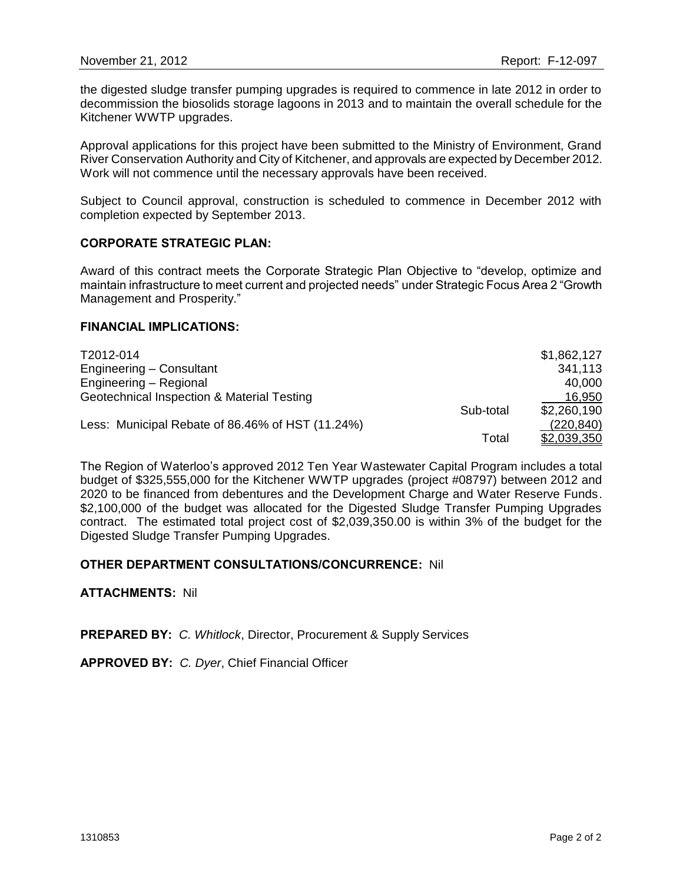the digested sludge transfer pumping upgrades is required to commence in late 2012 in order to decommission the biosolids storage lagoons in 2013 and to maintain the overall schedule for the Kitchener WWTP upgrades.

Approval applications for this project have been submitted to the Ministry of Environment, Grand River Conservation Authority and City of Kitchener, and approvals are expected by December 2012. Work will not commence until the necessary approvals have been received.

Subject to Council approval, construction is scheduled to commence in December 2012 with completion expected by September 2013.

**CORPORATE STRATEGIC PLAN:**

Award of this contract meets the Corporate Strategic Plan Objective to "develop, optimize and maintain infrastructure to meet current and projected needs" under Strategic Focus Area 2 "Growth Management and Prosperity."

**FINANCIAL IMPLICATIONS:**

| | | |
|---|---|---|
| T2012-014 | | $1,862,127 |
| Engineering – Consultant | | 341,113 |
| Engineering – Regional | | 40,000 |
| Geotechnical Inspection & Material Testing | | 16,950 |
| | Sub-total | $2,260,190 |
| Less: Municipal Rebate of 86.46% of HST (11.24%) | | (220,840) |
| | Total | $2,039,350 |

The Region of Waterloo's approved 2012 Ten Year Wastewater Capital Program includes a total budget of $325,555,000 for the Kitchener WWTP upgrades (project #08797) between 2012 and 2020 to be financed from debentures and the Development Charge and Water Reserve Funds. $2,100,000 of the budget was allocated for the Digested Sludge Transfer Pumping Upgrades contract. The estimated total project cost of $2,039,350.00 is within 3% of the budget for the Digested Sludge Transfer Pumping Upgrades.

**OTHER DEPARTMENT CONSULTATIONS/CONCURRENCE:** Nil

**ATTACHMENTS:** Nil

**PREPARED BY:** *C. Whitlock*, Director, Procurement & Supply Services

**APPROVED BY:** *C. Dyer*, Chief Financial Officer

1310853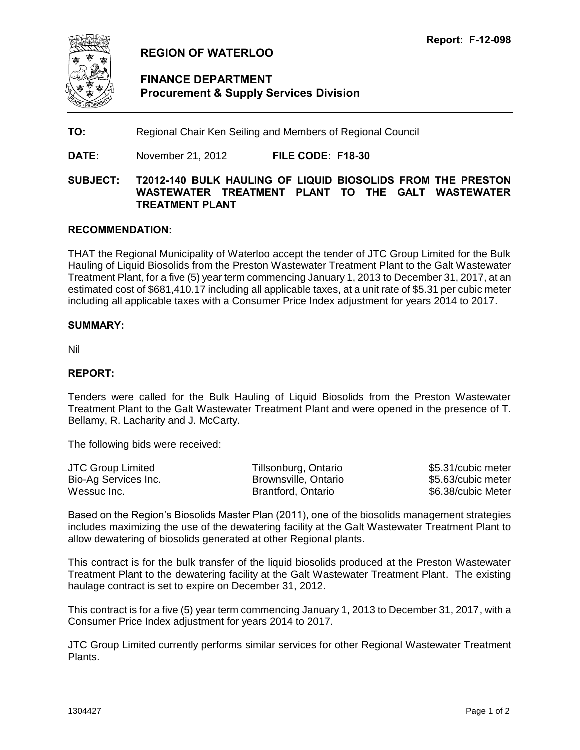Report: F-12-098

# REGION OF WATERLOO

## FINANCE DEPARTMENT
### Procurement & Supply Services Division

**TO:** Regional Chair Ken Seiling and Members of Regional Council

**DATE:** November 21, 2012 **FILE CODE: F18-30**

**SUBJECT: T2012-140 BULK HAULING OF LIQUID BIOSOLIDS FROM THE PRESTON WASTEWATER TREATMENT PLANT TO THE GALT WASTEWATER TREATMENT PLANT**

## RECOMMENDATION:

THAT the Regional Municipality of Waterloo accept the tender of JTC Group Limited for the Bulk Hauling of Liquid Biosolids from the Preston Wastewater Treatment Plant to the Galt Wastewater Treatment Plant, for a five (5) year term commencing January 1, 2013 to December 31, 2017, at an estimated cost of $681,410.17 including all applicable taxes, at a unit rate of $5.31 per cubic meter including all applicable taxes with a Consumer Price Index adjustment for years 2014 to 2017.

## SUMMARY:

Nil

## REPORT:

Tenders were called for the Bulk Hauling of Liquid Biosolids from the Preston Wastewater Treatment Plant to the Galt Wastewater Treatment Plant and were opened in the presence of T. Bellamy, R. Lacharity and J. McCarty.

The following bids were received:

| | | |
|---|---|---|
| JTC Group Limited | Tillsonburg, Ontario | $5.31/cubic meter |
| Bio-Ag Services Inc. | Brownsville, Ontario | $5.63/cubic meter |
| Wessuc Inc. | Brantford, Ontario | $6.38/cubic Meter |

Based on the Region's Biosolids Master Plan (2011), one of the biosolids management strategies includes maximizing the use of the dewatering facility at the Galt Wastewater Treatment Plant to allow dewatering of biosolids generated at other Regional plants.

This contract is for the bulk transfer of the liquid biosolids produced at the Preston Wastewater Treatment Plant to the dewatering facility at the Galt Wastewater Treatment Plant. The existing haulage contract is set to expire on December 31, 2012.

This contract is for a five (5) year term commencing January 1, 2013 to December 31, 2017, with a Consumer Price Index adjustment for years 2014 to 2017.

JTC Group Limited currently performs similar services for other Regional Wastewater Treatment Plants.

1304427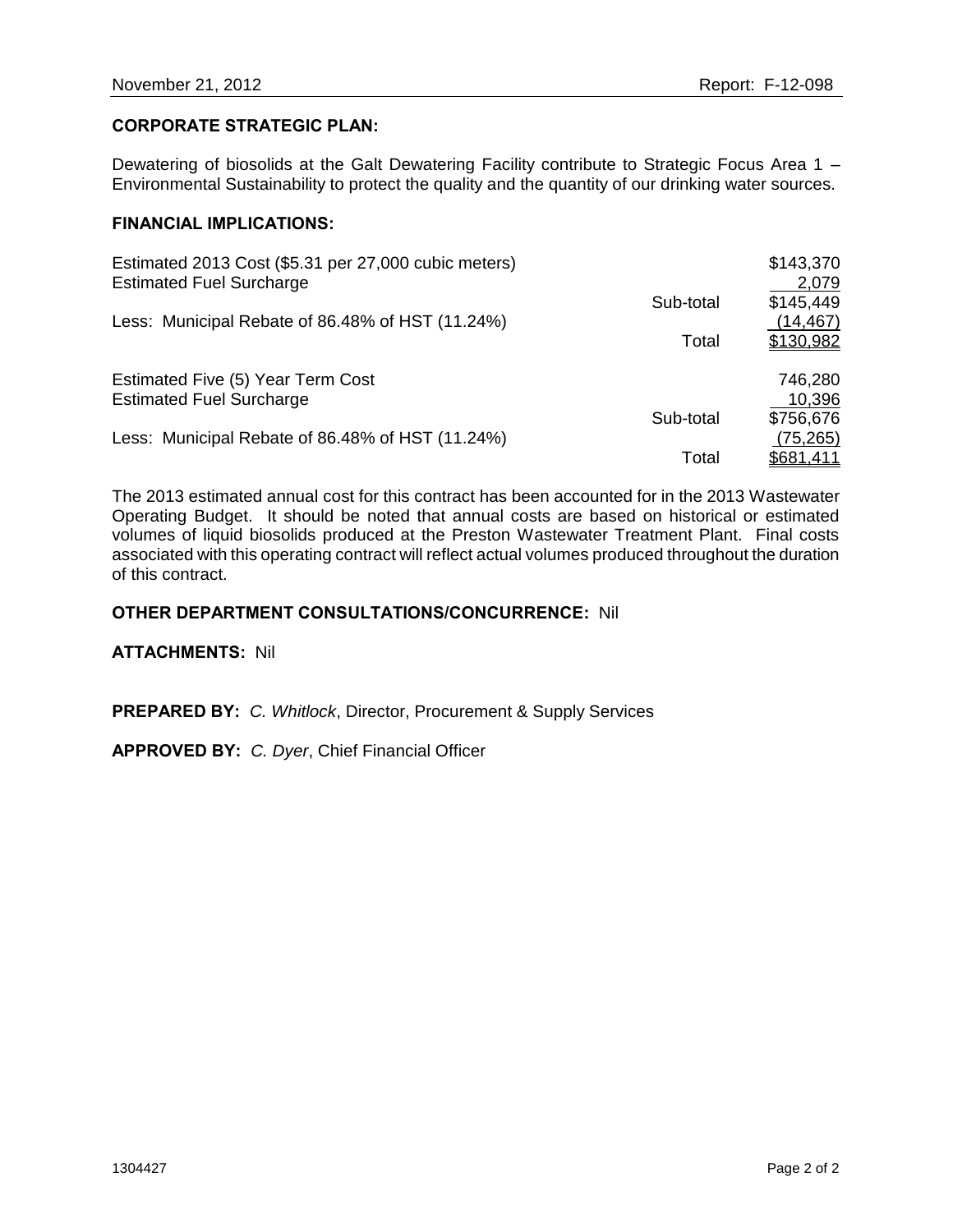## CORPORATE STRATEGIC PLAN:

Dewatering of biosolids at the Galt Dewatering Facility contribute to Strategic Focus Area 1 – Environmental Sustainability to protect the quality and the quantity of our drinking water sources.

## FINANCIAL IMPLICATIONS:

| | | |
|---|---|---|
| Estimated 2013 Cost ($5.31 per 27,000 cubic meters) | | $143,370 |
| Estimated Fuel Surcharge | | 2,079 |
| | Sub-total | $145,449 |
| Less: Municipal Rebate of 86.48% of HST (11.24%) | | (14,467) |
| | Total | $130,982 |
| | | |
| Estimated Five (5) Year Term Cost | | 746,280 |
| Estimated Fuel Surcharge | | 10,396 |
| | Sub-total | $756,676 |
| Less: Municipal Rebate of 86.48% of HST (11.24%) | | (75,265) |
| | Total | $681,411 |

The 2013 estimated annual cost for this contract has been accounted for in the 2013 Wastewater Operating Budget. It should be noted that annual costs are based on historical or estimated volumes of liquid biosolids produced at the Preston Wastewater Treatment Plant. Final costs associated with this operating contract will reflect actual volumes produced throughout the duration of this contract.

**OTHER DEPARTMENT CONSULTATIONS/CONCURRENCE:** Nil

**ATTACHMENTS:** Nil

**PREPARED BY:** *C. Whitlock*, Director, Procurement & Supply Services

**APPROVED BY:** *C. Dyer*, Chief Financial Officer

1304427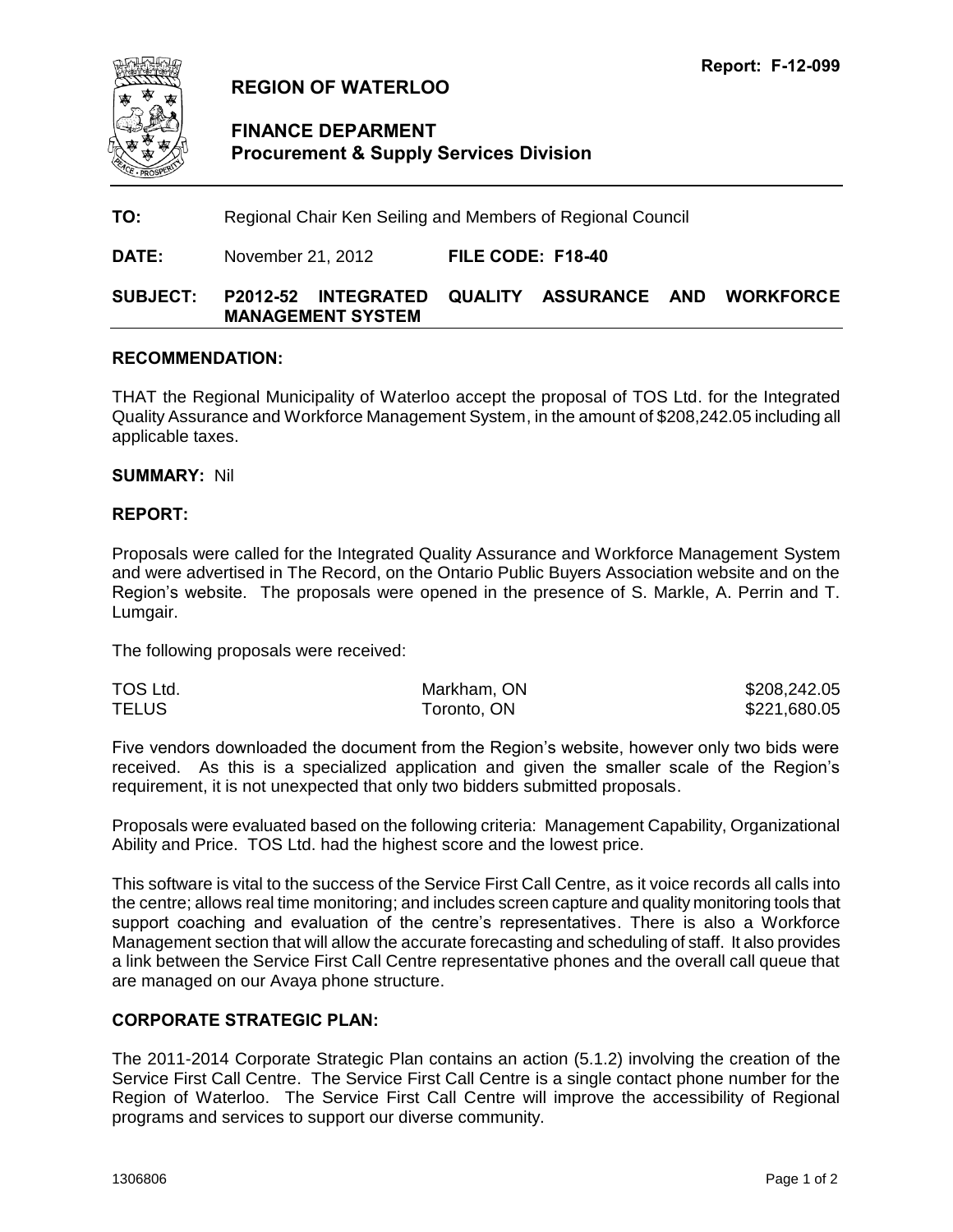Report: F-12-099

# REGION OF WATERLOO

## FINANCE DEPARMENT
### Procurement & Supply Services Division

**TO:** Regional Chair Ken Seiling and Members of Regional Council

**DATE:** November 21, 2012 **FILE CODE: F18-40**

**SUBJECT: P2012-52 INTEGRATED QUALITY ASSURANCE AND WORKFORCE MANAGEMENT SYSTEM**

---

**RECOMMENDATION:**

THAT the Regional Municipality of Waterloo accept the proposal of TOS Ltd. for the Integrated Quality Assurance and Workforce Management System, in the amount of $208,242.05 including all applicable taxes.

**SUMMARY:** Nil

**REPORT:**

Proposals were called for the Integrated Quality Assurance and Workforce Management System and were advertised in The Record, on the Ontario Public Buyers Association website and on the Region's website. The proposals were opened in the presence of S. Markle, A. Perrin and T. Lumgair.

The following proposals were received:

| | | |
|---|---|---|
| TOS Ltd. | Markham, ON | $208,242.05 |
| TELUS | Toronto, ON | $221,680.05 |

Five vendors downloaded the document from the Region's website, however only two bids were received. As this is a specialized application and given the smaller scale of the Region's requirement, it is not unexpected that only two bidders submitted proposals.

Proposals were evaluated based on the following criteria: Management Capability, Organizational Ability and Price. TOS Ltd. had the highest score and the lowest price.

This software is vital to the success of the Service First Call Centre, as it voice records all calls into the centre; allows real time monitoring; and includes screen capture and quality monitoring tools that support coaching and evaluation of the centre's representatives. There is also a Workforce Management section that will allow the accurate forecasting and scheduling of staff. It also provides a link between the Service First Call Centre representative phones and the overall call queue that are managed on our Avaya phone structure.

**CORPORATE STRATEGIC PLAN:**

The 2011-2014 Corporate Strategic Plan contains an action (5.1.2) involving the creation of the Service First Call Centre. The Service First Call Centre is a single contact phone number for the Region of Waterloo. The Service First Call Centre will improve the accessibility of Regional programs and services to support our diverse community.

1306806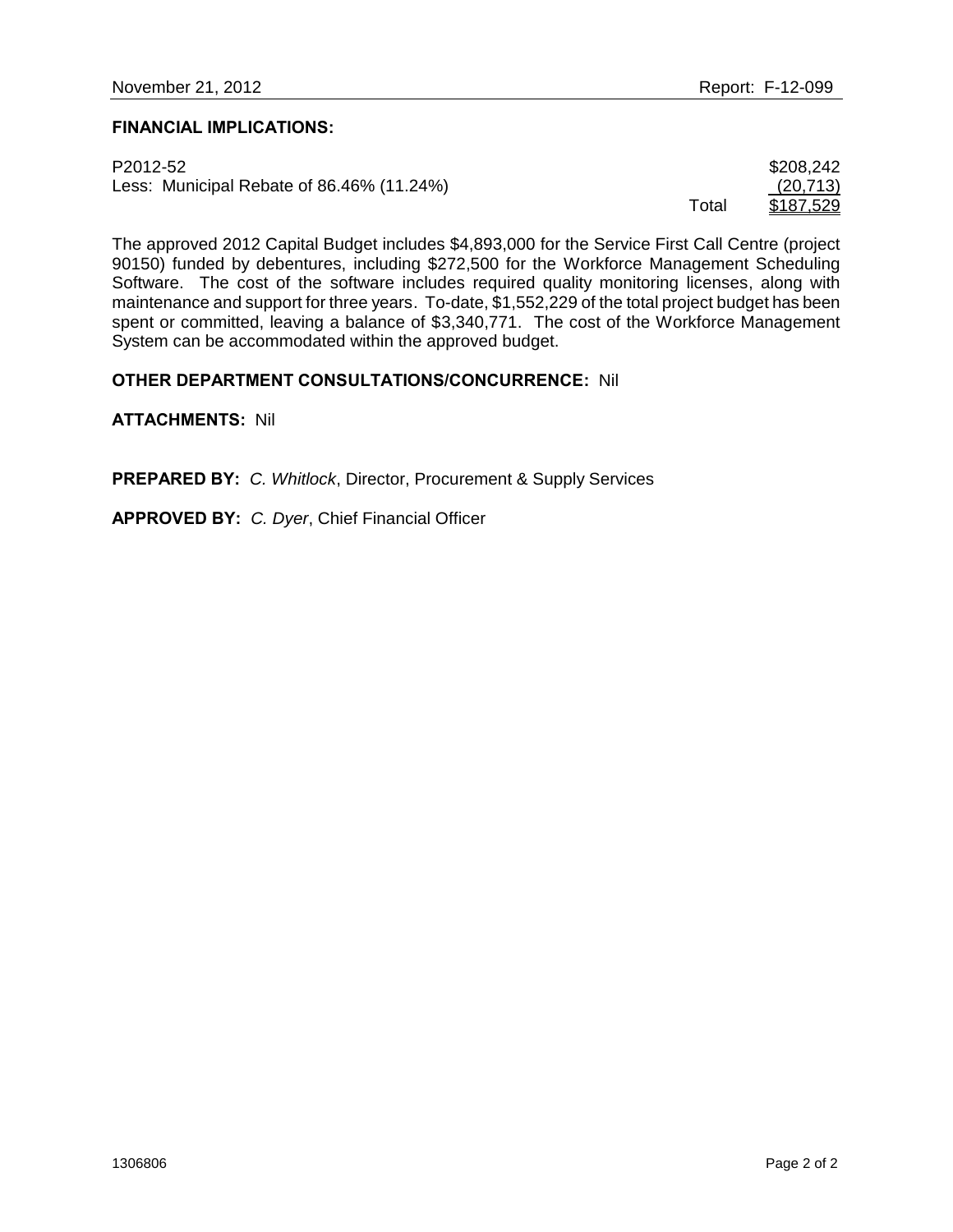**FINANCIAL IMPLICATIONS:**

| | | |
|---|---|---|
| P2012-52 | | \$208,242 |
| Less: Municipal Rebate of 86.46% (11.24%) | | (20,713) |
| | Total | \$187,529 |

The approved 2012 Capital Budget includes \$4,893,000 for the Service First Call Centre (project 90150) funded by debentures, including \$272,500 for the Workforce Management Scheduling Software. The cost of the software includes required quality monitoring licenses, along with maintenance and support for three years. To-date, \$1,552,229 of the total project budget has been spent or committed, leaving a balance of \$3,340,771. The cost of the Workforce Management System can be accommodated within the approved budget.

**OTHER DEPARTMENT CONSULTATIONS/CONCURRENCE:** Nil

**ATTACHMENTS:** Nil

**PREPARED BY:** *C. Whitlock*, Director, Procurement & Supply Services

**APPROVED BY:** *C. Dyer*, Chief Financial Officer

1306806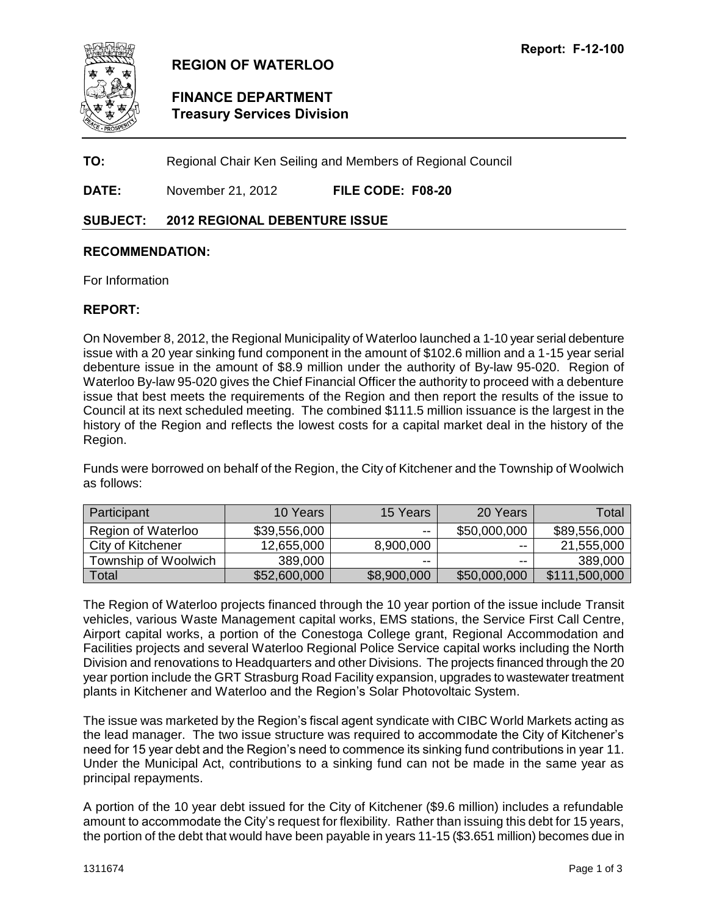Report: F-12-100

# REGION OF WATERLOO

## FINANCE DEPARTMENT
### Treasury Services Division

**TO:** Regional Chair Ken Seiling and Members of Regional Council

**DATE:** November 21, 2012 **FILE CODE: F08-20**

**SUBJECT: 2012 REGIONAL DEBENTURE ISSUE**

**RECOMMENDATION:**

For Information

**REPORT:**

On November 8, 2012, the Regional Municipality of Waterloo launched a 1-10 year serial debenture issue with a 20 year sinking fund component in the amount of $102.6 million and a 1-15 year serial debenture issue in the amount of $8.9 million under the authority of By-law 95-020. Region of Waterloo By-law 95-020 gives the Chief Financial Officer the authority to proceed with a debenture issue that best meets the requirements of the Region and then report the results of the issue to Council at its next scheduled meeting. The combined $111.5 million issuance is the largest in the history of the Region and reflects the lowest costs for a capital market deal in the history of the Region.

Funds were borrowed on behalf of the Region, the City of Kitchener and the Township of Woolwich as follows:

| Participant | 10 Years | 15 Years | 20 Years | Total |
|---|---|---|---|---|
| Region of Waterloo | $39,556,000 | -- | $50,000,000 | $89,556,000 |
| City of Kitchener | 12,655,000 | 8,900,000 | -- | 21,555,000 |
| Township of Woolwich | 389,000 | -- | -- | 389,000 |
| Total | $52,600,000 | $8,900,000 | $50,000,000 | $111,500,000 |

The Region of Waterloo projects financed through the 10 year portion of the issue include Transit vehicles, various Waste Management capital works, EMS stations, the Service First Call Centre, Airport capital works, a portion of the Conestoga College grant, Regional Accommodation and Facilities projects and several Waterloo Regional Police Service capital works including the North Division and renovations to Headquarters and other Divisions. The projects financed through the 20 year portion include the GRT Strasburg Road Facility expansion, upgrades to wastewater treatment plants in Kitchener and Waterloo and the Region's Solar Photovoltaic System.

The issue was marketed by the Region's fiscal agent syndicate with CIBC World Markets acting as the lead manager. The two issue structure was required to accommodate the City of Kitchener's need for 15 year debt and the Region's need to commence its sinking fund contributions in year 11. Under the Municipal Act, contributions to a sinking fund can not be made in the same year as principal repayments.

A portion of the 10 year debt issued for the City of Kitchener ($9.6 million) includes a refundable amount to accommodate the City's request for flexibility. Rather than issuing this debt for 15 years, the portion of the debt that would have been payable in years 11-15 ($3.651 million) becomes due in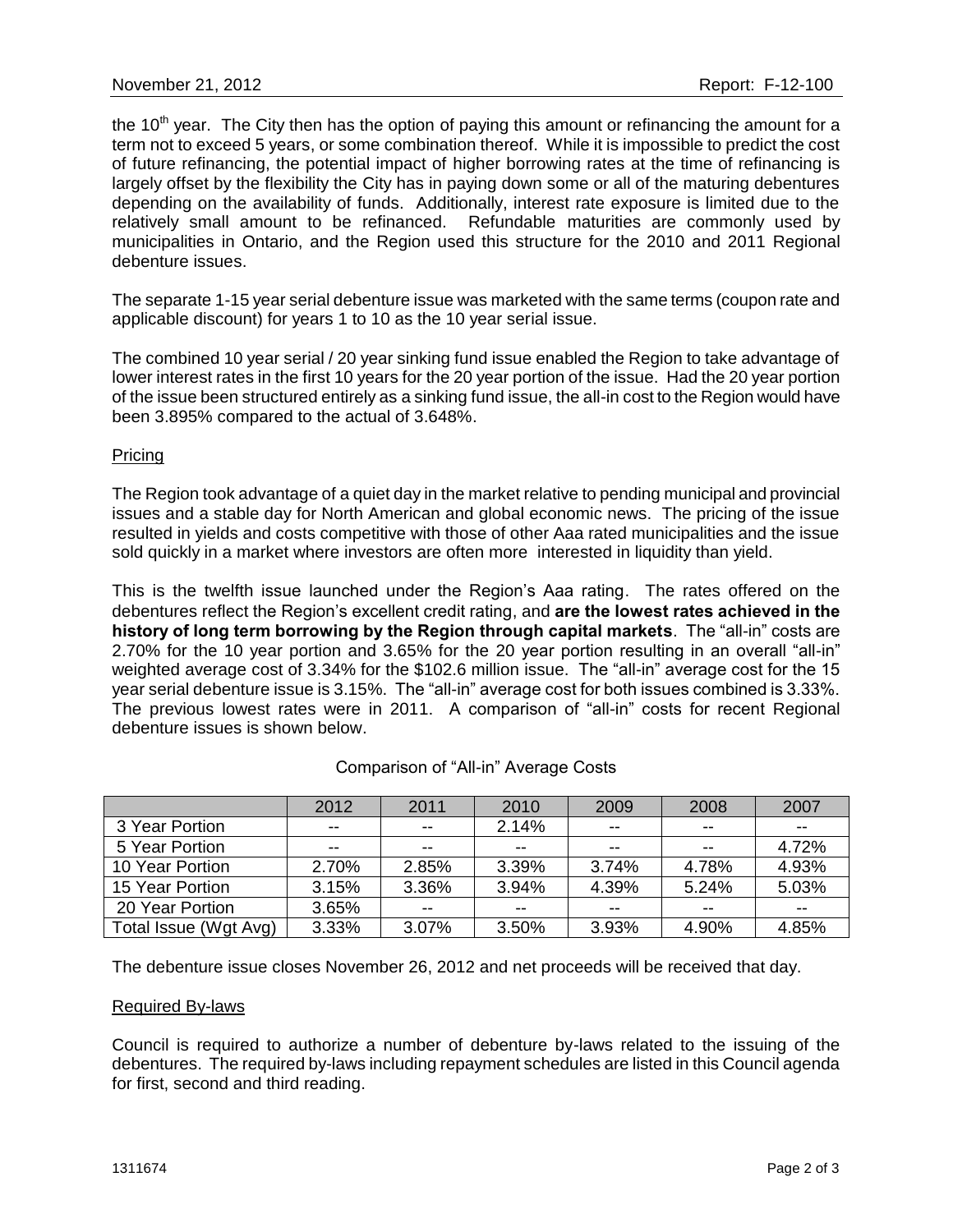the 10th year. The City then has the option of paying this amount or refinancing the amount for a term not to exceed 5 years, or some combination thereof. While it is impossible to predict the cost of future refinancing, the potential impact of higher borrowing rates at the time of refinancing is largely offset by the flexibility the City has in paying down some or all of the maturing debentures depending on the availability of funds. Additionally, interest rate exposure is limited due to the relatively small amount to be refinanced. Refundable maturities are commonly used by municipalities in Ontario, and the Region used this structure for the 2010 and 2011 Regional debenture issues.

The separate 1-15 year serial debenture issue was marketed with the same terms (coupon rate and applicable discount) for years 1 to 10 as the 10 year serial issue.

The combined 10 year serial / 20 year sinking fund issue enabled the Region to take advantage of lower interest rates in the first 10 years for the 20 year portion of the issue. Had the 20 year portion of the issue been structured entirely as a sinking fund issue, the all-in cost to the Region would have been 3.895% compared to the actual of 3.648%.

Pricing

The Region took advantage of a quiet day in the market relative to pending municipal and provincial issues and a stable day for North American and global economic news. The pricing of the issue resulted in yields and costs competitive with those of other Aaa rated municipalities and the issue sold quickly in a market where investors are often more interested in liquidity than yield.

This is the twelfth issue launched under the Region's Aaa rating. The rates offered on the debentures reflect the Region's excellent credit rating, and **are the lowest rates achieved in the history of long term borrowing by the Region through capital markets**. The "all-in" costs are 2.70% for the 10 year portion and 3.65% for the 20 year portion resulting in an overall "all-in" weighted average cost of 3.34% for the $102.6 million issue. The "all-in" average cost for the 15 year serial debenture issue is 3.15%. The "all-in" average cost for both issues combined is 3.33%. The previous lowest rates were in 2011. A comparison of "all-in" costs for recent Regional debenture issues is shown below.

Comparison of "All-in" Average Costs

| | 2012 | 2011 | 2010 | 2009 | 2008 | 2007 |
|---|---|---|---|---|---|---|
| 3 Year Portion | -- | -- | 2.14% | -- | -- | -- |
| 5 Year Portion | -- | -- | -- | -- | -- | 4.72% |
| 10 Year Portion | 2.70% | 2.85% | 3.39% | 3.74% | 4.78% | 4.93% |
| 15 Year Portion | 3.15% | 3.36% | 3.94% | 4.39% | 5.24% | 5.03% |
| 20 Year Portion | 3.65% | -- | -- | -- | -- | -- |
| Total Issue (Wgt Avg) | 3.33% | 3.07% | 3.50% | 3.93% | 4.90% | 4.85% |

The debenture issue closes November 26, 2012 and net proceeds will be received that day.

Required By-laws

Council is required to authorize a number of debenture by-laws related to the issuing of the debentures. The required by-laws including repayment schedules are listed in this Council agenda for first, second and third reading.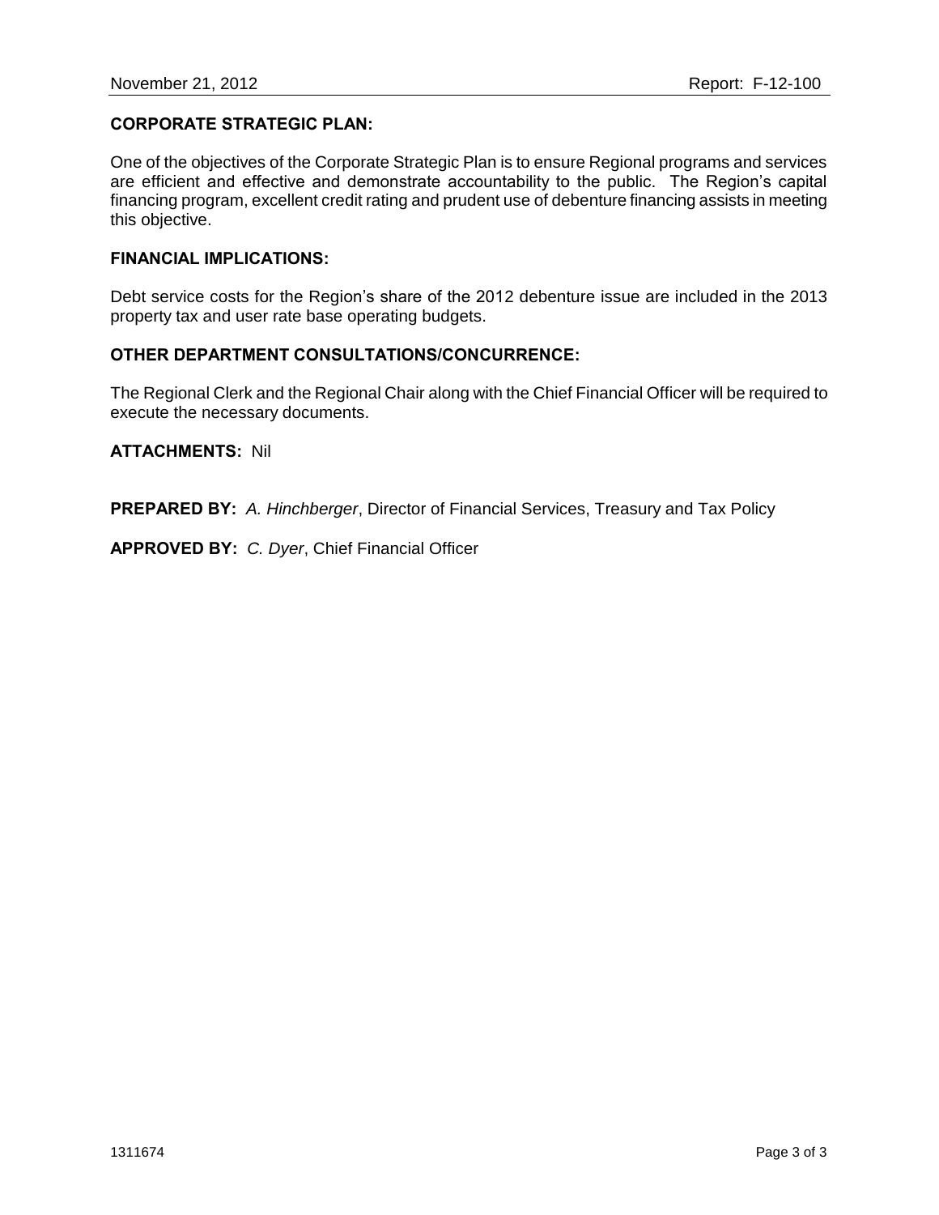**CORPORATE STRATEGIC PLAN:**

One of the objectives of the Corporate Strategic Plan is to ensure Regional programs and services are efficient and effective and demonstrate accountability to the public. The Region's capital financing program, excellent credit rating and prudent use of debenture financing assists in meeting this objective.

**FINANCIAL IMPLICATIONS:**

Debt service costs for the Region's share of the 2012 debenture issue are included in the 2013 property tax and user rate base operating budgets.

**OTHER DEPARTMENT CONSULTATIONS/CONCURRENCE:**

The Regional Clerk and the Regional Chair along with the Chief Financial Officer will be required to execute the necessary documents.

**ATTACHMENTS:** Nil

**PREPARED BY:** *A. Hinchberger*, Director of Financial Services, Treasury and Tax Policy

**APPROVED BY:** *C. Dyer*, Chief Financial Officer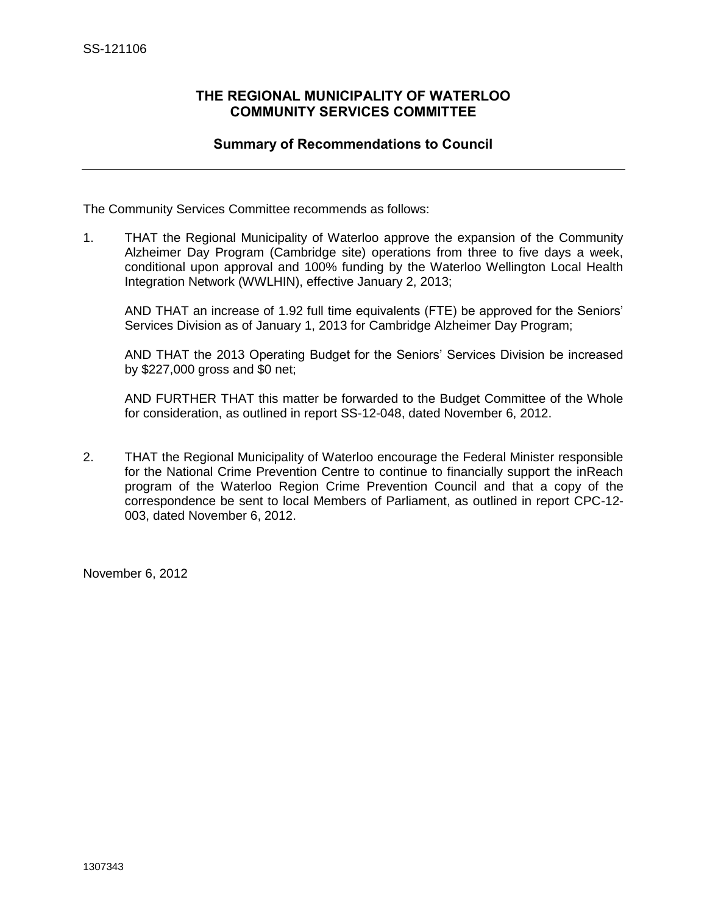SS-121106

## THE REGIONAL MUNICIPALITY OF WATERLOO
## COMMUNITY SERVICES COMMITTEE

### Summary of Recommendations to Council

---

The Community Services Committee recommends as follows:

1. THAT the Regional Municipality of Waterloo approve the expansion of the Community Alzheimer Day Program (Cambridge site) operations from three to five days a week, conditional upon approval and 100% funding by the Waterloo Wellington Local Health Integration Network (WWLHIN), effective January 2, 2013;

   AND THAT an increase of 1.92 full time equivalents (FTE) be approved for the Seniors' Services Division as of January 1, 2013 for Cambridge Alzheimer Day Program;

   AND THAT the 2013 Operating Budget for the Seniors' Services Division be increased by $227,000 gross and $0 net;

   AND FURTHER THAT this matter be forwarded to the Budget Committee of the Whole for consideration, as outlined in report SS-12-048, dated November 6, 2012.

2. THAT the Regional Municipality of Waterloo encourage the Federal Minister responsible for the National Crime Prevention Centre to continue to financially support the inReach program of the Waterloo Region Crime Prevention Council and that a copy of the correspondence be sent to local Members of Parliament, as outlined in report CPC-12-003, dated November 6, 2012.

November 6, 2012

1307343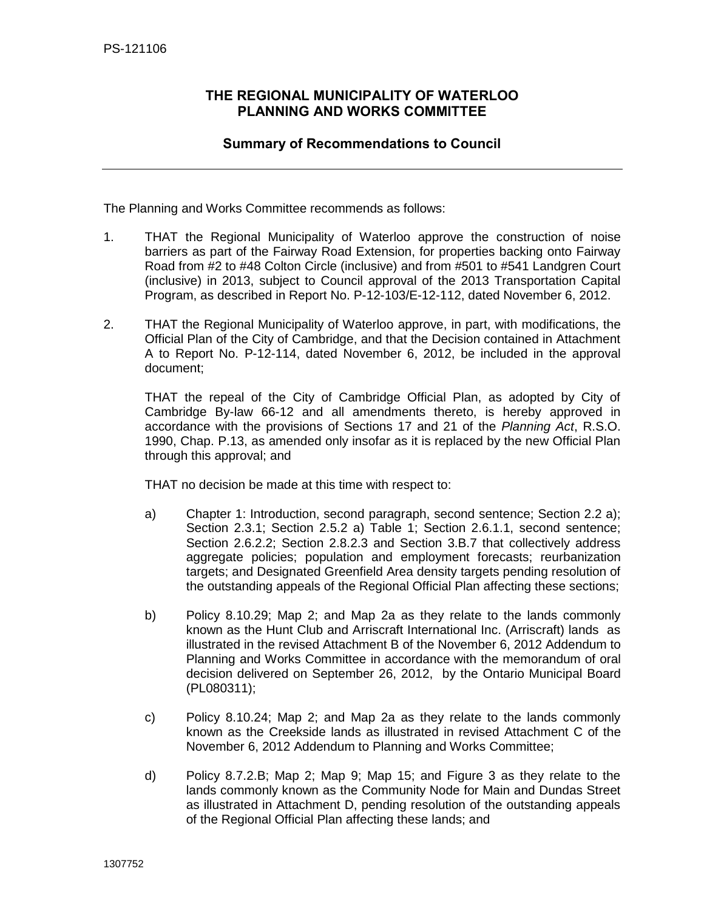# THE REGIONAL MUNICIPALITY OF WATERLOO
# PLANNING AND WORKS COMMITTEE

## Summary of Recommendations to Council

---

The Planning and Works Committee recommends as follows:

1. THAT the Regional Municipality of Waterloo approve the construction of noise barriers as part of the Fairway Road Extension, for properties backing onto Fairway Road from #2 to #48 Colton Circle (inclusive) and from #501 to #541 Landgren Court (inclusive) in 2013, subject to Council approval of the 2013 Transportation Capital Program, as described in Report No. P-12-103/E-12-112, dated November 6, 2012.

2. THAT the Regional Municipality of Waterloo approve, in part, with modifications, the Official Plan of the City of Cambridge, and that the Decision contained in Attachment A to Report No. P-12-114, dated November 6, 2012, be included in the approval document;

   THAT the repeal of the City of Cambridge Official Plan, as adopted by City of Cambridge By-law 66-12 and all amendments thereto, is hereby approved in accordance with the provisions of Sections 17 and 21 of the *Planning Act*, R.S.O. 1990, Chap. P.13, as amended only insofar as it is replaced by the new Official Plan through this approval; and

   THAT no decision be made at this time with respect to:

   a) Chapter 1: Introduction, second paragraph, second sentence; Section 2.2 a); Section 2.3.1; Section 2.5.2 a) Table 1; Section 2.6.1.1, second sentence; Section 2.6.2.2; Section 2.8.2.3 and Section 3.B.7 that collectively address aggregate policies; population and employment forecasts; reurbanization targets; and Designated Greenfield Area density targets pending resolution of the outstanding appeals of the Regional Official Plan affecting these sections;

   b) Policy 8.10.29; Map 2; and Map 2a as they relate to the lands commonly known as the Hunt Club and Arriscraft International Inc. (Arriscraft) lands as illustrated in the revised Attachment B of the November 6, 2012 Addendum to Planning and Works Committee in accordance with the memorandum of oral decision delivered on September 26, 2012, by the Ontario Municipal Board (PL080311);

   c) Policy 8.10.24; Map 2; and Map 2a as they relate to the lands commonly known as the Creekside lands as illustrated in revised Attachment C of the November 6, 2012 Addendum to Planning and Works Committee;

   d) Policy 8.7.2.B; Map 2; Map 9; Map 15; and Figure 3 as they relate to the lands commonly known as the Community Node for Main and Dundas Street as illustrated in Attachment D, pending resolution of the outstanding appeals of the Regional Official Plan affecting these lands; and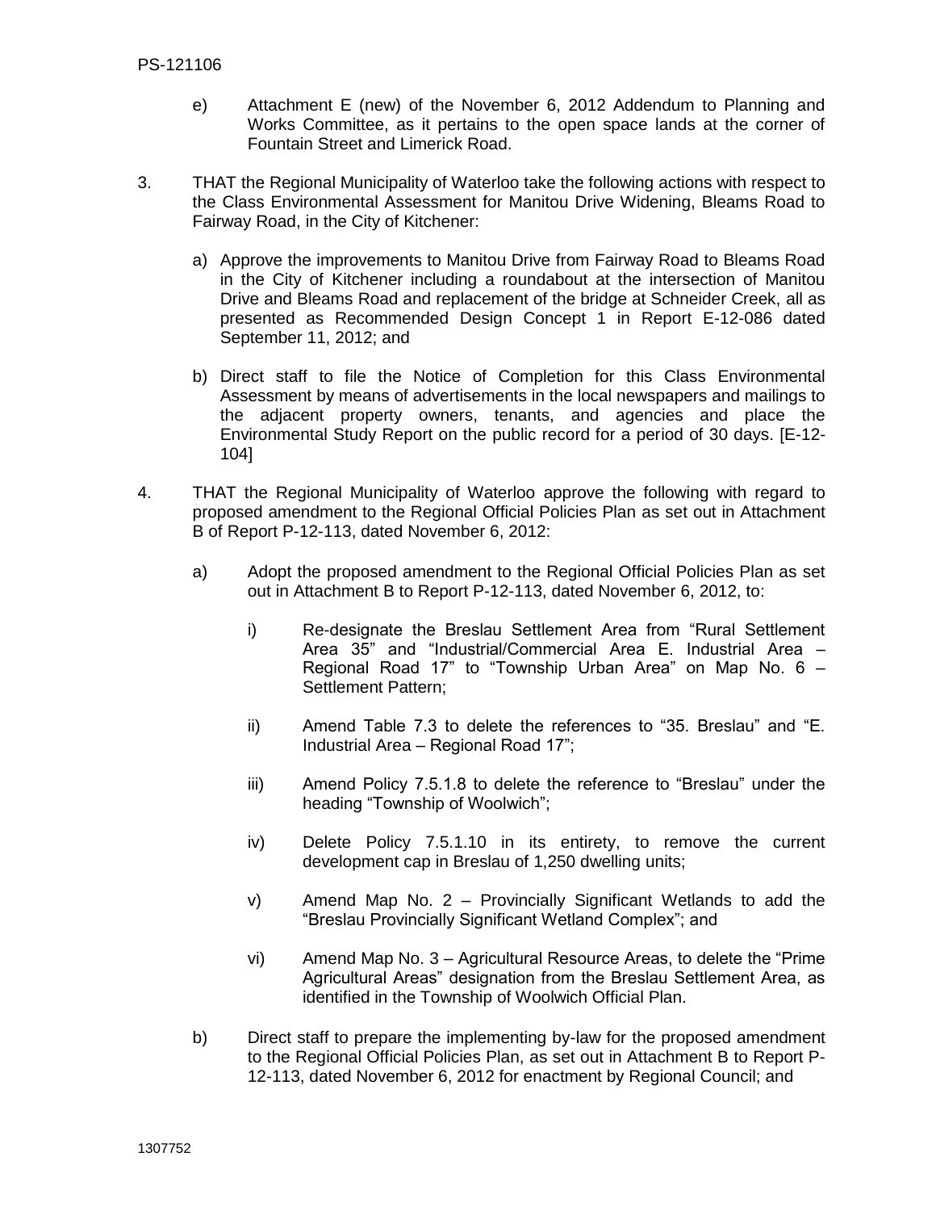e) Attachment E (new) of the November 6, 2012 Addendum to Planning and Works Committee, as it pertains to the open space lands at the corner of Fountain Street and Limerick Road.

3. THAT the Regional Municipality of Waterloo take the following actions with respect to the Class Environmental Assessment for Manitou Drive Widening, Bleams Road to Fairway Road, in the City of Kitchener:

   a) Approve the improvements to Manitou Drive from Fairway Road to Bleams Road in the City of Kitchener including a roundabout at the intersection of Manitou Drive and Bleams Road and replacement of the bridge at Schneider Creek, all as presented as Recommended Design Concept 1 in Report E-12-086 dated September 11, 2012; and

   b) Direct staff to file the Notice of Completion for this Class Environmental Assessment by means of advertisements in the local newspapers and mailings to the adjacent property owners, tenants, and agencies and place the Environmental Study Report on the public record for a period of 30 days. [E-12-104]

4. THAT the Regional Municipality of Waterloo approve the following with regard to proposed amendment to the Regional Official Policies Plan as set out in Attachment B of Report P-12-113, dated November 6, 2012:

   a) Adopt the proposed amendment to the Regional Official Policies Plan as set out in Attachment B to Report P-12-113, dated November 6, 2012, to:

      i) Re-designate the Breslau Settlement Area from "Rural Settlement Area 35" and "Industrial/Commercial Area E. Industrial Area – Regional Road 17" to "Township Urban Area" on Map No. 6 – Settlement Pattern;

      ii) Amend Table 7.3 to delete the references to "35. Breslau" and "E. Industrial Area – Regional Road 17";

      iii) Amend Policy 7.5.1.8 to delete the reference to "Breslau" under the heading "Township of Woolwich";

      iv) Delete Policy 7.5.1.10 in its entirety, to remove the current development cap in Breslau of 1,250 dwelling units;

      v) Amend Map No. 2 – Provincially Significant Wetlands to add the "Breslau Provincially Significant Wetland Complex"; and

      vi) Amend Map No. 3 – Agricultural Resource Areas, to delete the "Prime Agricultural Areas" designation from the Breslau Settlement Area, as identified in the Township of Woolwich Official Plan.

   b) Direct staff to prepare the implementing by-law for the proposed amendment to the Regional Official Policies Plan, as set out in Attachment B to Report P-12-113, dated November 6, 2012 for enactment by Regional Council; and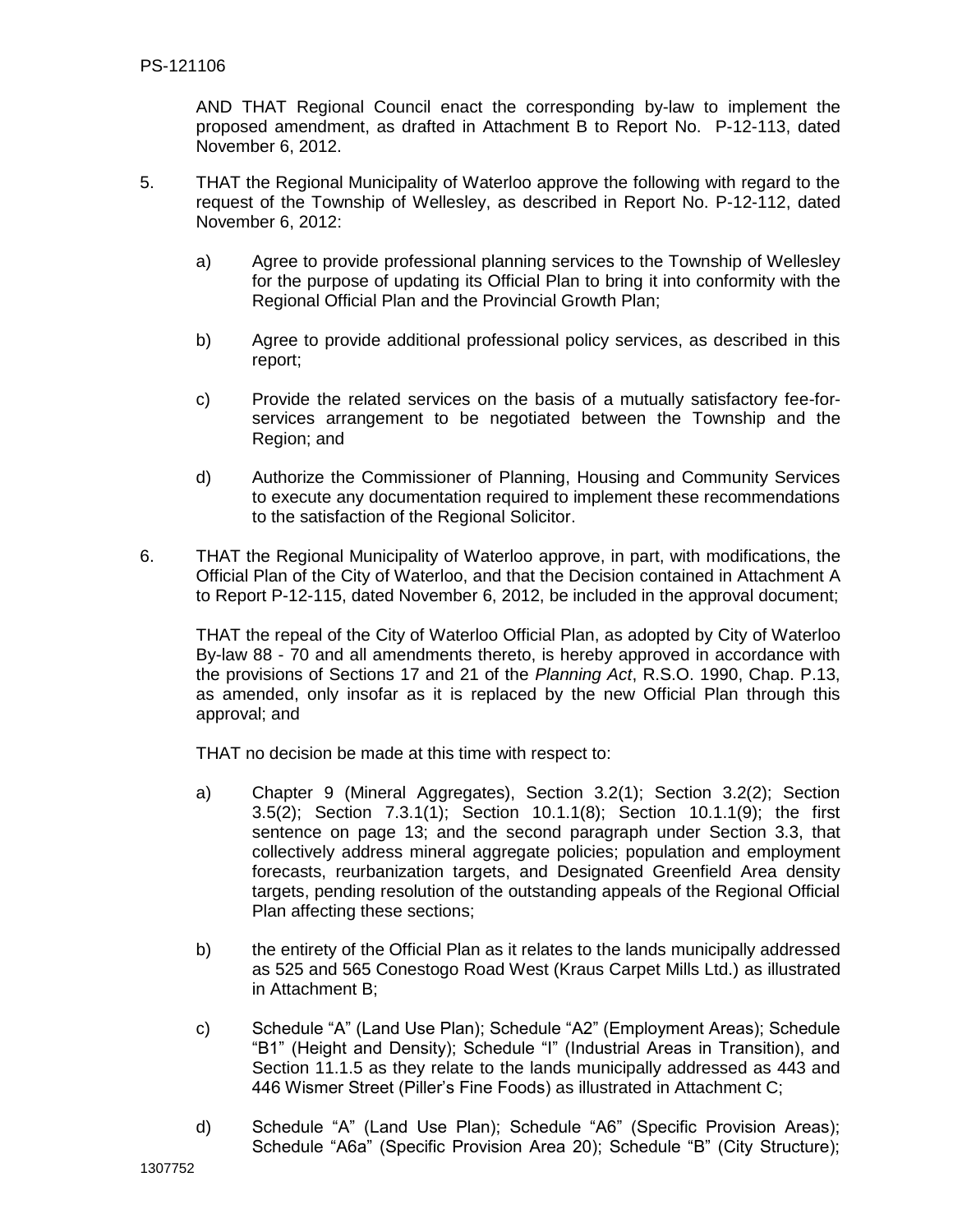AND THAT Regional Council enact the corresponding by-law to implement the proposed amendment, as drafted in Attachment B to Report No. P-12-113, dated November 6, 2012.

5. THAT the Regional Municipality of Waterloo approve the following with regard to the request of the Township of Wellesley, as described in Report No. P-12-112, dated November 6, 2012:

   a) Agree to provide professional planning services to the Township of Wellesley for the purpose of updating its Official Plan to bring it into conformity with the Regional Official Plan and the Provincial Growth Plan;

   b) Agree to provide additional professional policy services, as described in this report;

   c) Provide the related services on the basis of a mutually satisfactory fee-for-services arrangement to be negotiated between the Township and the Region; and

   d) Authorize the Commissioner of Planning, Housing and Community Services to execute any documentation required to implement these recommendations to the satisfaction of the Regional Solicitor.

6. THAT the Regional Municipality of Waterloo approve, in part, with modifications, the Official Plan of the City of Waterloo, and that the Decision contained in Attachment A to Report P-12-115, dated November 6, 2012, be included in the approval document;

   THAT the repeal of the City of Waterloo Official Plan, as adopted by City of Waterloo By-law 88 - 70 and all amendments thereto, is hereby approved in accordance with the provisions of Sections 17 and 21 of the *Planning Act*, R.S.O. 1990, Chap. P.13, as amended, only insofar as it is replaced by the new Official Plan through this approval; and

   THAT no decision be made at this time with respect to:

   a) Chapter 9 (Mineral Aggregates), Section 3.2(1); Section 3.2(2); Section 3.5(2); Section 7.3.1(1); Section 10.1.1(8); Section 10.1.1(9); the first sentence on page 13; and the second paragraph under Section 3.3, that collectively address mineral aggregate policies; population and employment forecasts, reurbanization targets, and Designated Greenfield Area density targets, pending resolution of the outstanding appeals of the Regional Official Plan affecting these sections;

   b) the entirety of the Official Plan as it relates to the lands municipally addressed as 525 and 565 Conestogo Road West (Kraus Carpet Mills Ltd.) as illustrated in Attachment B;

   c) Schedule "A" (Land Use Plan); Schedule "A2" (Employment Areas); Schedule "B1" (Height and Density); Schedule "I" (Industrial Areas in Transition), and Section 11.1.5 as they relate to the lands municipally addressed as 443 and 446 Wismer Street (Piller's Fine Foods) as illustrated in Attachment C;

   d) Schedule "A" (Land Use Plan); Schedule "A6" (Specific Provision Areas); Schedule "A6a" (Specific Provision Area 20); Schedule "B" (City Structure);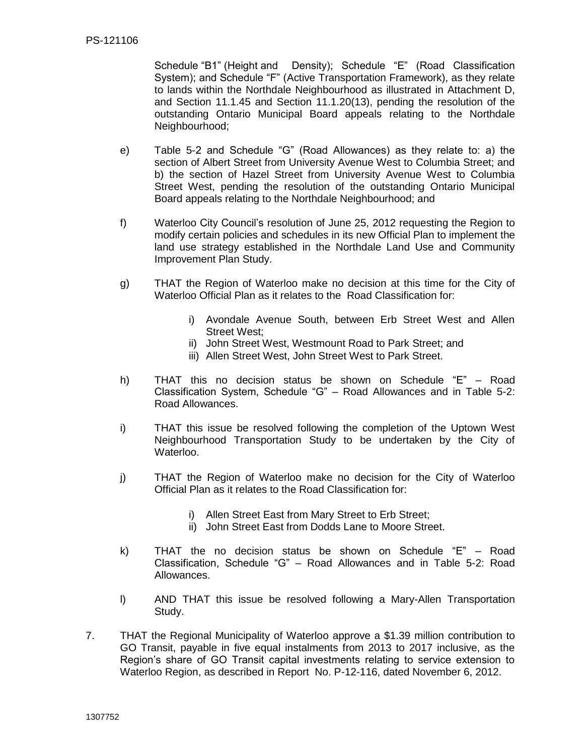Schedule "B1" (Height and Density); Schedule "E" (Road Classification System); and Schedule "F" (Active Transportation Framework), as they relate to lands within the Northdale Neighbourhood as illustrated in Attachment D, and Section 11.1.45 and Section 11.1.20(13), pending the resolution of the outstanding Ontario Municipal Board appeals relating to the Northdale Neighbourhood;

e) Table 5-2 and Schedule "G" (Road Allowances) as they relate to: a) the section of Albert Street from University Avenue West to Columbia Street; and b) the section of Hazel Street from University Avenue West to Columbia Street West, pending the resolution of the outstanding Ontario Municipal Board appeals relating to the Northdale Neighbourhood; and

f) Waterloo City Council's resolution of June 25, 2012 requesting the Region to modify certain policies and schedules in its new Official Plan to implement the land use strategy established in the Northdale Land Use and Community Improvement Plan Study.

g) THAT the Region of Waterloo make no decision at this time for the City of Waterloo Official Plan as it relates to the Road Classification for:

   i) Avondale Avenue South, between Erb Street West and Allen Street West;
   ii) John Street West, Westmount Road to Park Street; and
   iii) Allen Street West, John Street West to Park Street.

h) THAT this no decision status be shown on Schedule "E" – Road Classification System, Schedule "G" – Road Allowances and in Table 5-2: Road Allowances.

i) THAT this issue be resolved following the completion of the Uptown West Neighbourhood Transportation Study to be undertaken by the City of Waterloo.

j) THAT the Region of Waterloo make no decision for the City of Waterloo Official Plan as it relates to the Road Classification for:

   i) Allen Street East from Mary Street to Erb Street;
   ii) John Street East from Dodds Lane to Moore Street.

k) THAT the no decision status be shown on Schedule "E" – Road Classification, Schedule "G" – Road Allowances and in Table 5-2: Road Allowances.

l) AND THAT this issue be resolved following a Mary-Allen Transportation Study.

7. THAT the Regional Municipality of Waterloo approve a $1.39 million contribution to GO Transit, payable in five equal instalments from 2013 to 2017 inclusive, as the Region's share of GO Transit capital investments relating to service extension to Waterloo Region, as described in Report No. P-12-116, dated November 6, 2012.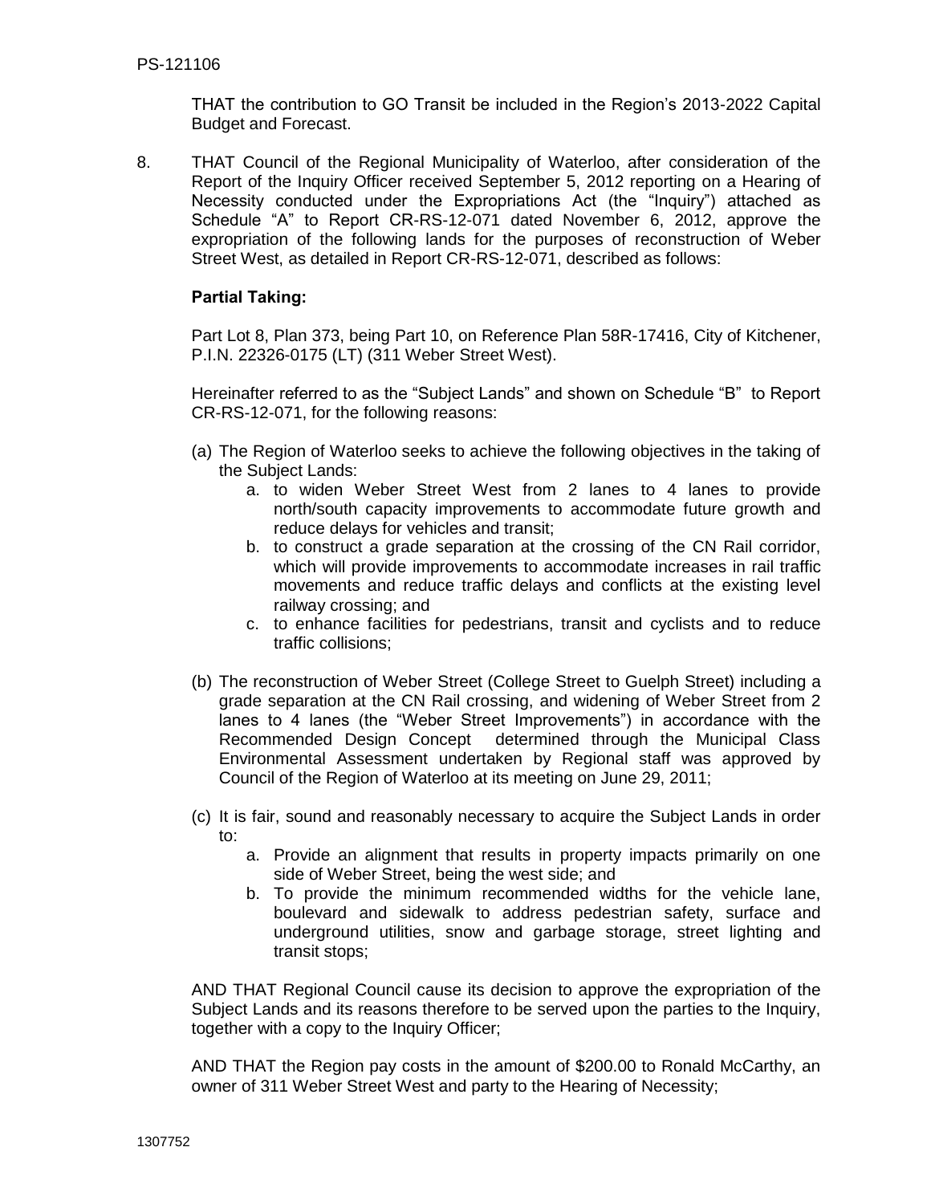THAT the contribution to GO Transit be included in the Region's 2013-2022 Capital Budget and Forecast.

8. THAT Council of the Regional Municipality of Waterloo, after consideration of the Report of the Inquiry Officer received September 5, 2012 reporting on a Hearing of Necessity conducted under the Expropriations Act (the "Inquiry") attached as Schedule "A" to Report CR-RS-12-071 dated November 6, 2012, approve the expropriation of the following lands for the purposes of reconstruction of Weber Street West, as detailed in Report CR-RS-12-071, described as follows:

   **Partial Taking:**

   Part Lot 8, Plan 373, being Part 10, on Reference Plan 58R-17416, City of Kitchener, P.I.N. 22326-0175 (LT) (311 Weber Street West).

   Hereinafter referred to as the "Subject Lands" and shown on Schedule "B" to Report CR-RS-12-071, for the following reasons:

   (a) The Region of Waterloo seeks to achieve the following objectives in the taking of the Subject Lands:
      a. to widen Weber Street West from 2 lanes to 4 lanes to provide north/south capacity improvements to accommodate future growth and reduce delays for vehicles and transit;
      b. to construct a grade separation at the crossing of the CN Rail corridor, which will provide improvements to accommodate increases in rail traffic movements and reduce traffic delays and conflicts at the existing level railway crossing; and
      c. to enhance facilities for pedestrians, transit and cyclists and to reduce traffic collisions;

   (b) The reconstruction of Weber Street (College Street to Guelph Street) including a grade separation at the CN Rail crossing, and widening of Weber Street from 2 lanes to 4 lanes (the "Weber Street Improvements") in accordance with the Recommended Design Concept determined through the Municipal Class Environmental Assessment undertaken by Regional staff was approved by Council of the Region of Waterloo at its meeting on June 29, 2011;

   (c) It is fair, sound and reasonably necessary to acquire the Subject Lands in order to:
      a. Provide an alignment that results in property impacts primarily on one side of Weber Street, being the west side; and
      b. To provide the minimum recommended widths for the vehicle lane, boulevard and sidewalk to address pedestrian safety, surface and underground utilities, snow and garbage storage, street lighting and transit stops;

   AND THAT Regional Council cause its decision to approve the expropriation of the Subject Lands and its reasons therefore to be served upon the parties to the Inquiry, together with a copy to the Inquiry Officer;

   AND THAT the Region pay costs in the amount of $200.00 to Ronald McCarthy, an owner of 311 Weber Street West and party to the Hearing of Necessity;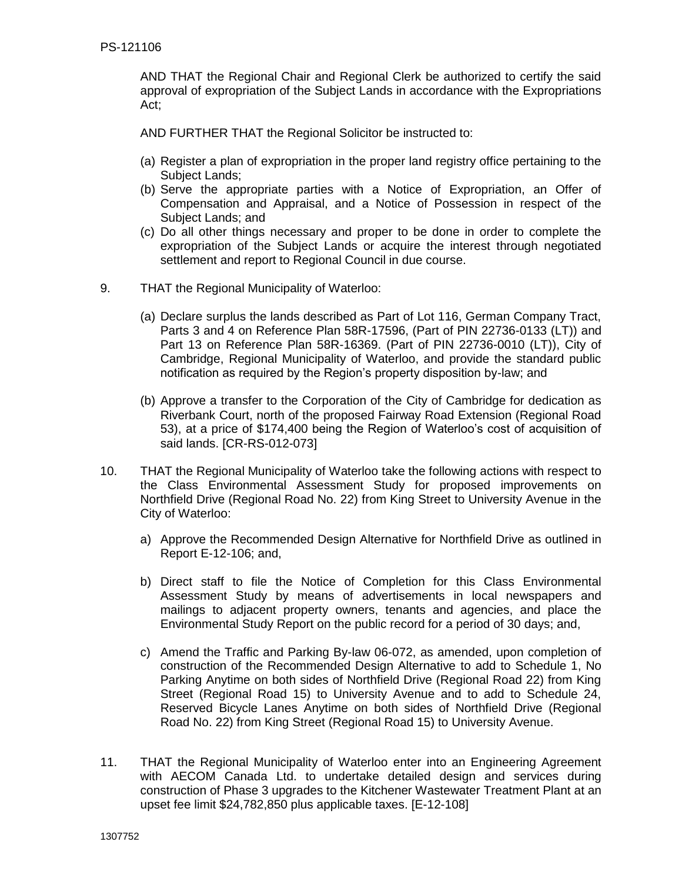AND THAT the Regional Chair and Regional Clerk be authorized to certify the said approval of expropriation of the Subject Lands in accordance with the Expropriations Act;

AND FURTHER THAT the Regional Solicitor be instructed to:

(a) Register a plan of expropriation in the proper land registry office pertaining to the Subject Lands;
(b) Serve the appropriate parties with a Notice of Expropriation, an Offer of Compensation and Appraisal, and a Notice of Possession in respect of the Subject Lands; and
(c) Do all other things necessary and proper to be done in order to complete the expropriation of the Subject Lands or acquire the interest through negotiated settlement and report to Regional Council in due course.

9. THAT the Regional Municipality of Waterloo:

   (a) Declare surplus the lands described as Part of Lot 116, German Company Tract, Parts 3 and 4 on Reference Plan 58R-17596, (Part of PIN 22736-0133 (LT)) and Part 13 on Reference Plan 58R-16369. (Part of PIN 22736-0010 (LT)), City of Cambridge, Regional Municipality of Waterloo, and provide the standard public notification as required by the Region's property disposition by-law; and

   (b) Approve a transfer to the Corporation of the City of Cambridge for dedication as Riverbank Court, north of the proposed Fairway Road Extension (Regional Road 53), at a price of $174,400 being the Region of Waterloo's cost of acquisition of said lands. [CR-RS-012-073]

10. THAT the Regional Municipality of Waterloo take the following actions with respect to the Class Environmental Assessment Study for proposed improvements on Northfield Drive (Regional Road No. 22) from King Street to University Avenue in the City of Waterloo:

   a) Approve the Recommended Design Alternative for Northfield Drive as outlined in Report E-12-106; and,

   b) Direct staff to file the Notice of Completion for this Class Environmental Assessment Study by means of advertisements in local newspapers and mailings to adjacent property owners, tenants and agencies, and place the Environmental Study Report on the public record for a period of 30 days; and,

   c) Amend the Traffic and Parking By-law 06-072, as amended, upon completion of construction of the Recommended Design Alternative to add to Schedule 1, No Parking Anytime on both sides of Northfield Drive (Regional Road 22) from King Street (Regional Road 15) to University Avenue and to add to Schedule 24, Reserved Bicycle Lanes Anytime on both sides of Northfield Drive (Regional Road No. 22) from King Street (Regional Road 15) to University Avenue.

11. THAT the Regional Municipality of Waterloo enter into an Engineering Agreement with AECOM Canada Ltd. to undertake detailed design and services during construction of Phase 3 upgrades to the Kitchener Wastewater Treatment Plant at an upset fee limit $24,782,850 plus applicable taxes. [E-12-108]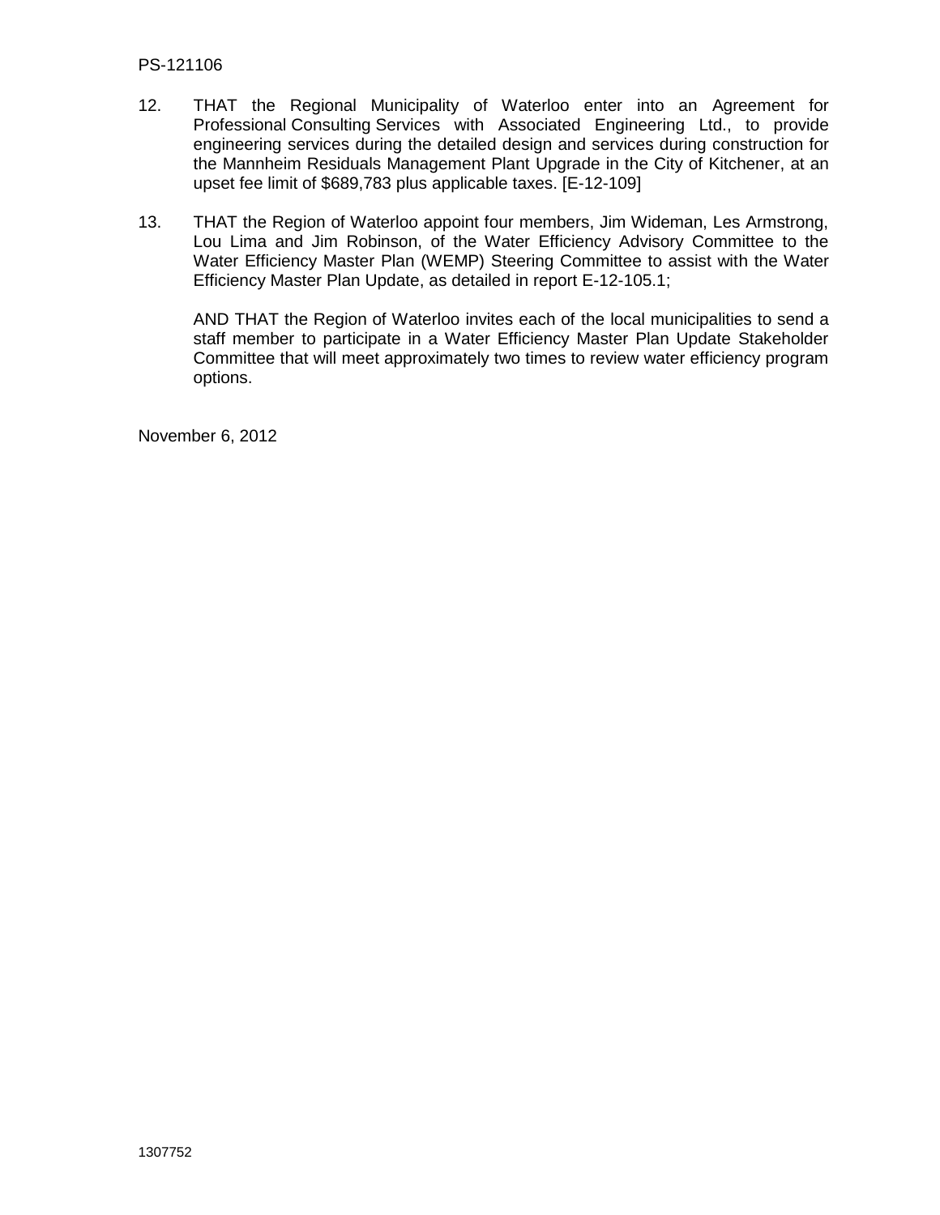12. THAT the Regional Municipality of Waterloo enter into an Agreement for Professional Consulting Services with Associated Engineering Ltd., to provide engineering services during the detailed design and services during construction for the Mannheim Residuals Management Plant Upgrade in the City of Kitchener, at an upset fee limit of $689,783 plus applicable taxes. [E-12-109]

13. THAT the Region of Waterloo appoint four members, Jim Wideman, Les Armstrong, Lou Lima and Jim Robinson, of the Water Efficiency Advisory Committee to the Water Efficiency Master Plan (WEMP) Steering Committee to assist with the Water Efficiency Master Plan Update, as detailed in report E-12-105.1;

    AND THAT the Region of Waterloo invites each of the local municipalities to send a staff member to participate in a Water Efficiency Master Plan Update Stakeholder Committee that will meet approximately two times to review water efficiency program options.

November 6, 2012

1307752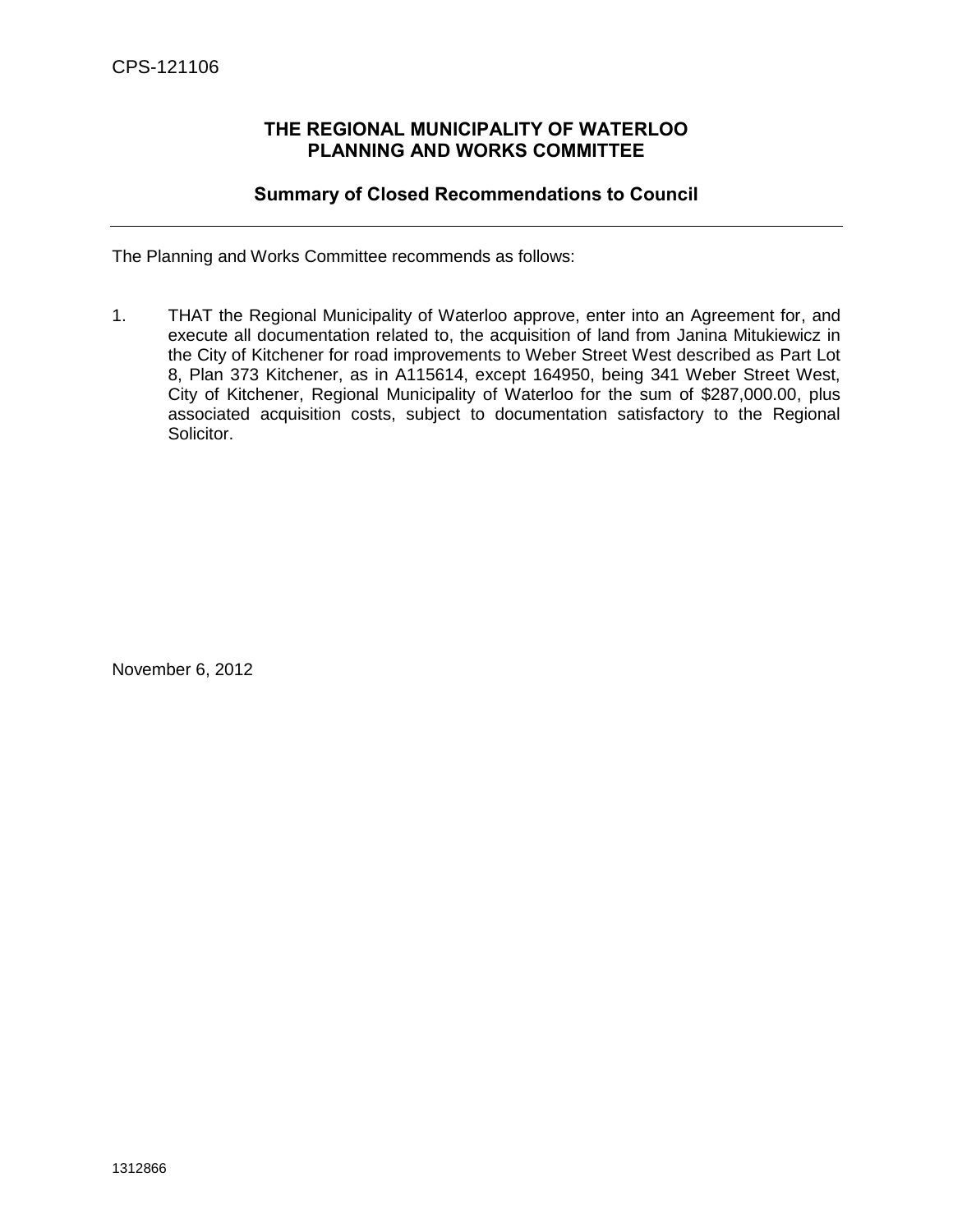CPS-121106

## THE REGIONAL MUNICIPALITY OF WATERLOO
## PLANNING AND WORKS COMMITTEE

### Summary of Closed Recommendations to Council

---

The Planning and Works Committee recommends as follows:

1. THAT the Regional Municipality of Waterloo approve, enter into an Agreement for, and execute all documentation related to, the acquisition of land from Janina Mitukiewicz in the City of Kitchener for road improvements to Weber Street West described as Part Lot 8, Plan 373 Kitchener, as in A115614, except 164950, being 341 Weber Street West, City of Kitchener, Regional Municipality of Waterloo for the sum of $287,000.00, plus associated acquisition costs, subject to documentation satisfactory to the Regional Solicitor.

November 6, 2012

1312866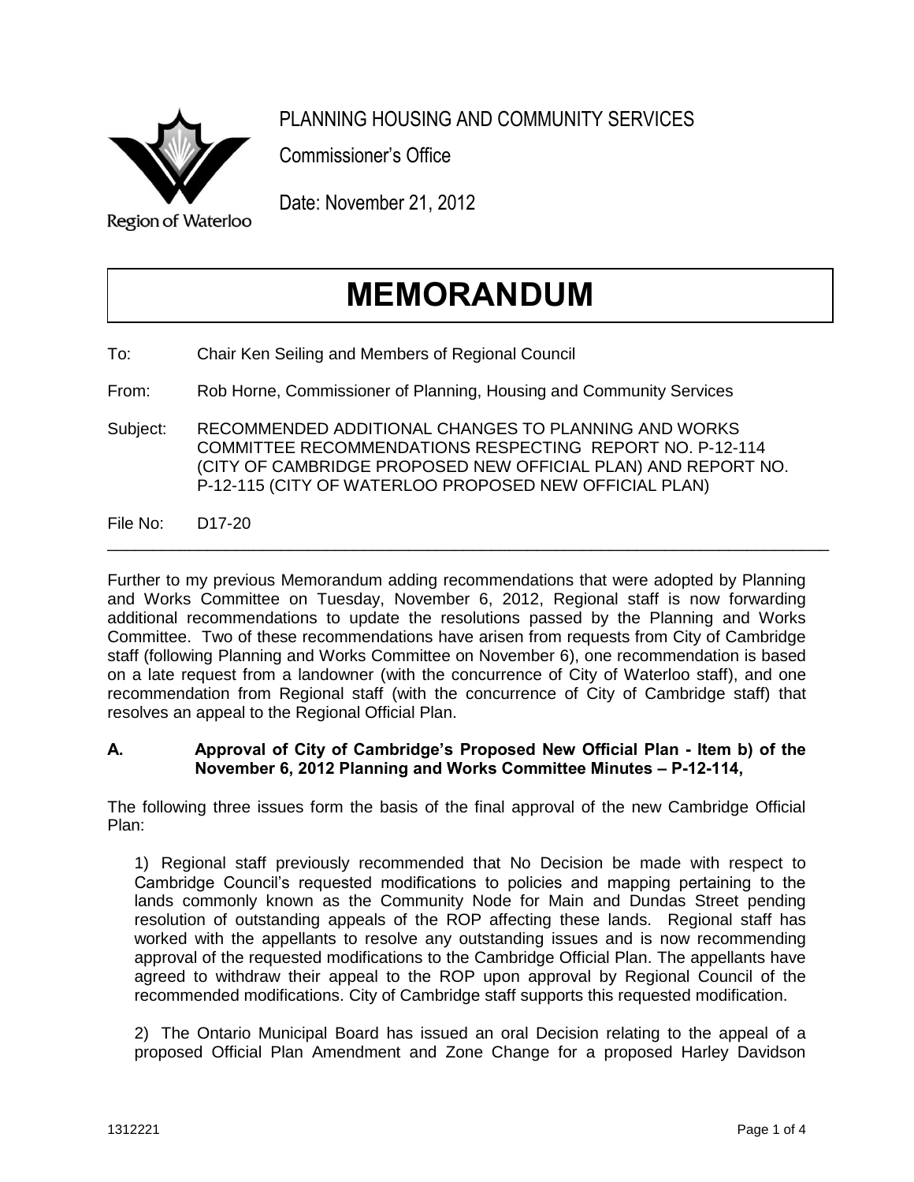PLANNING HOUSING AND COMMUNITY SERVICES

Commissioner's Office

Date: November 21, 2012

Region of Waterloo

# MEMORANDUM

To: Chair Ken Seiling and Members of Regional Council

From: Rob Horne, Commissioner of Planning, Housing and Community Services

Subject: RECOMMENDED ADDITIONAL CHANGES TO PLANNING AND WORKS COMMITTEE RECOMMENDATIONS RESPECTING REPORT NO. P-12-114 (CITY OF CAMBRIDGE PROPOSED NEW OFFICIAL PLAN) AND REPORT NO. P-12-115 (CITY OF WATERLOO PROPOSED NEW OFFICIAL PLAN)

File No: D17-20

---

Further to my previous Memorandum adding recommendations that were adopted by Planning and Works Committee on Tuesday, November 6, 2012, Regional staff is now forwarding additional recommendations to update the resolutions passed by the Planning and Works Committee. Two of these recommendations have arisen from requests from City of Cambridge staff (following Planning and Works Committee on November 6), one recommendation is based on a late request from a landowner (with the concurrence of City of Waterloo staff), and one recommendation from Regional staff (with the concurrence of City of Cambridge staff) that resolves an appeal to the Regional Official Plan.

**A. Approval of City of Cambridge's Proposed New Official Plan - Item b) of the November 6, 2012 Planning and Works Committee Minutes – P-12-114,**

The following three issues form the basis of the final approval of the new Cambridge Official Plan:

1) Regional staff previously recommended that No Decision be made with respect to Cambridge Council's requested modifications to policies and mapping pertaining to the lands commonly known as the Community Node for Main and Dundas Street pending resolution of outstanding appeals of the ROP affecting these lands. Regional staff has worked with the appellants to resolve any outstanding issues and is now recommending approval of the requested modifications to the Cambridge Official Plan. The appellants have agreed to withdraw their appeal to the ROP upon approval by Regional Council of the recommended modifications. City of Cambridge staff supports this requested modification.

2) The Ontario Municipal Board has issued an oral Decision relating to the appeal of a proposed Official Plan Amendment and Zone Change for a proposed Harley Davidson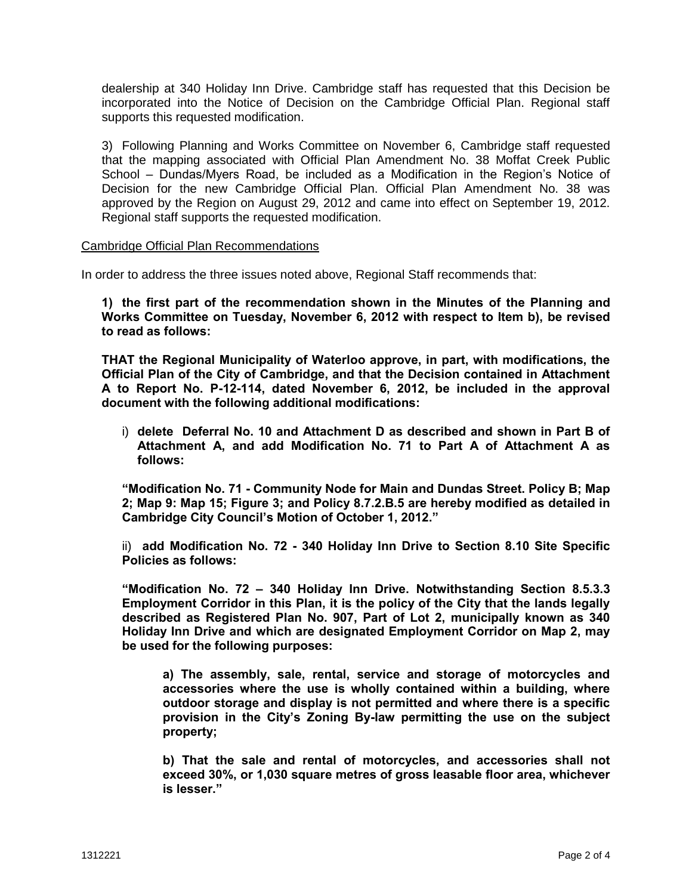dealership at 340 Holiday Inn Drive. Cambridge staff has requested that this Decision be incorporated into the Notice of Decision on the Cambridge Official Plan. Regional staff supports this requested modification.

3) Following Planning and Works Committee on November 6, Cambridge staff requested that the mapping associated with Official Plan Amendment No. 38 Moffat Creek Public School – Dundas/Myers Road, be included as a Modification in the Region's Notice of Decision for the new Cambridge Official Plan. Official Plan Amendment No. 38 was approved by the Region on August 29, 2012 and came into effect on September 19, 2012. Regional staff supports the requested modification.

Cambridge Official Plan Recommendations

In order to address the three issues noted above, Regional Staff recommends that:

**1) the first part of the recommendation shown in the Minutes of the Planning and Works Committee on Tuesday, November 6, 2012 with respect to Item b), be revised to read as follows:**

**THAT the Regional Municipality of Waterloo approve, in part, with modifications, the Official Plan of the City of Cambridge, and that the Decision contained in Attachment A to Report No. P-12-114, dated November 6, 2012, be included in the approval document with the following additional modifications:**

i) **delete Deferral No. 10 and Attachment D as described and shown in Part B of Attachment A, and add Modification No. 71 to Part A of Attachment A as follows:**

**"Modification No. 71 - Community Node for Main and Dundas Street. Policy B; Map 2; Map 9: Map 15; Figure 3; and Policy 8.7.2.B.5 are hereby modified as detailed in Cambridge City Council's Motion of October 1, 2012."**

ii) **add Modification No. 72 - 340 Holiday Inn Drive to Section 8.10 Site Specific Policies as follows:**

**"Modification No. 72 – 340 Holiday Inn Drive. Notwithstanding Section 8.5.3.3 Employment Corridor in this Plan, it is the policy of the City that the lands legally described as Registered Plan No. 907, Part of Lot 2, municipally known as 340 Holiday Inn Drive and which are designated Employment Corridor on Map 2, may be used for the following purposes:**

> **a) The assembly, sale, rental, service and storage of motorcycles and accessories where the use is wholly contained within a building, where outdoor storage and display is not permitted and where there is a specific provision in the City's Zoning By-law permitting the use on the subject property;**
>
> **b) That the sale and rental of motorcycles, and accessories shall not exceed 30%, or 1,030 square metres of gross leasable floor area, whichever is lesser."**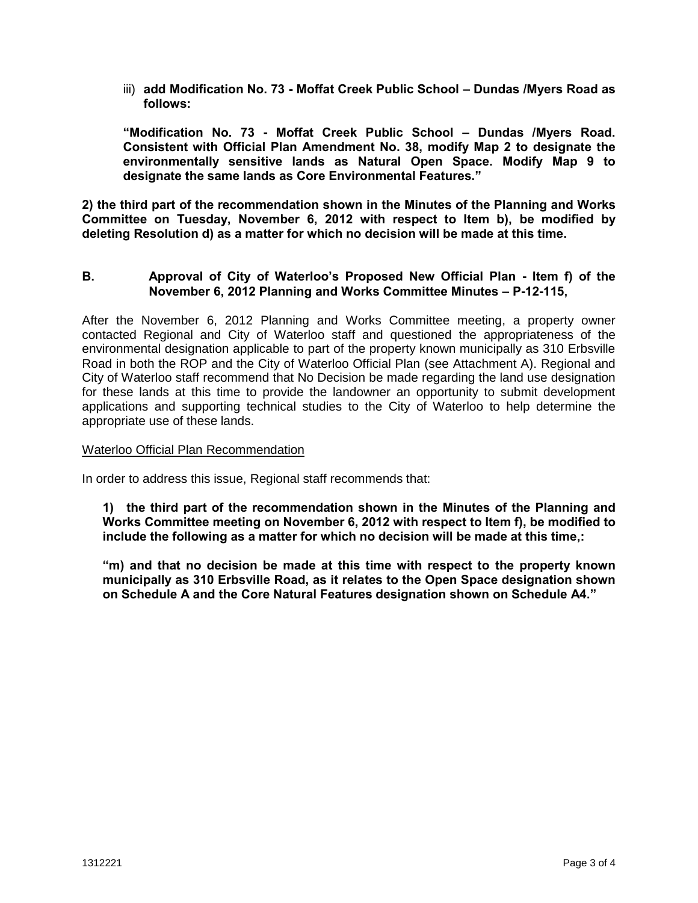iii) **add Modification No. 73 - Moffat Creek Public School – Dundas /Myers Road as follows:**

**"Modification No. 73 - Moffat Creek Public School – Dundas /Myers Road. Consistent with Official Plan Amendment No. 38, modify Map 2 to designate the environmentally sensitive lands as Natural Open Space. Modify Map 9 to designate the same lands as Core Environmental Features."**

**2) the third part of the recommendation shown in the Minutes of the Planning and Works Committee on Tuesday, November 6, 2012 with respect to Item b), be modified by deleting Resolution d) as a matter for which no decision will be made at this time.**

## B. Approval of City of Waterloo's Proposed New Official Plan - Item f) of the November 6, 2012 Planning and Works Committee Minutes – P-12-115,

After the November 6, 2012 Planning and Works Committee meeting, a property owner contacted Regional and City of Waterloo staff and questioned the appropriateness of the environmental designation applicable to part of the property known municipally as 310 Erbsville Road in both the ROP and the City of Waterloo Official Plan (see Attachment A). Regional and City of Waterloo staff recommend that No Decision be made regarding the land use designation for these lands at this time to provide the landowner an opportunity to submit development applications and supporting technical studies to the City of Waterloo to help determine the appropriate use of these lands.

Waterloo Official Plan Recommendation

In order to address this issue, Regional staff recommends that:

**1) the third part of the recommendation shown in the Minutes of the Planning and Works Committee meeting on November 6, 2012 with respect to Item f), be modified to include the following as a matter for which no decision will be made at this time,:**

**"m) and that no decision be made at this time with respect to the property known municipally as 310 Erbsville Road, as it relates to the Open Space designation shown on Schedule A and the Core Natural Features designation shown on Schedule A4."**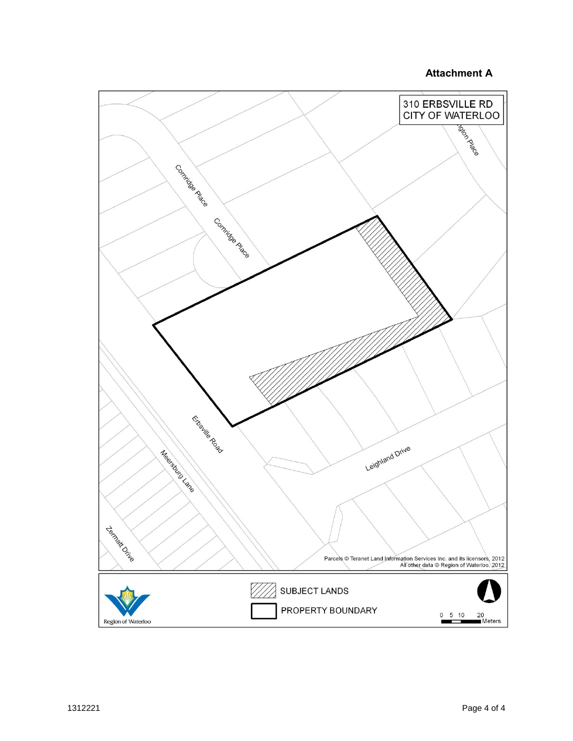**Attachment A**

310 ERBSVILLE RD
CITY OF WATERLOO

Corridge Place

Corridge Place

Erbsville Road

Meersburg Lane

Zermatt Drive

Leighland Drive

Parcels © Teranet Land Information Services Inc. and its licensors, 2012
All other data © Region of Waterloo, 2012

SUBJECT LANDS

PROPERTY BOUNDARY

0 5 10 20
Meters

Region of Waterloo

1312221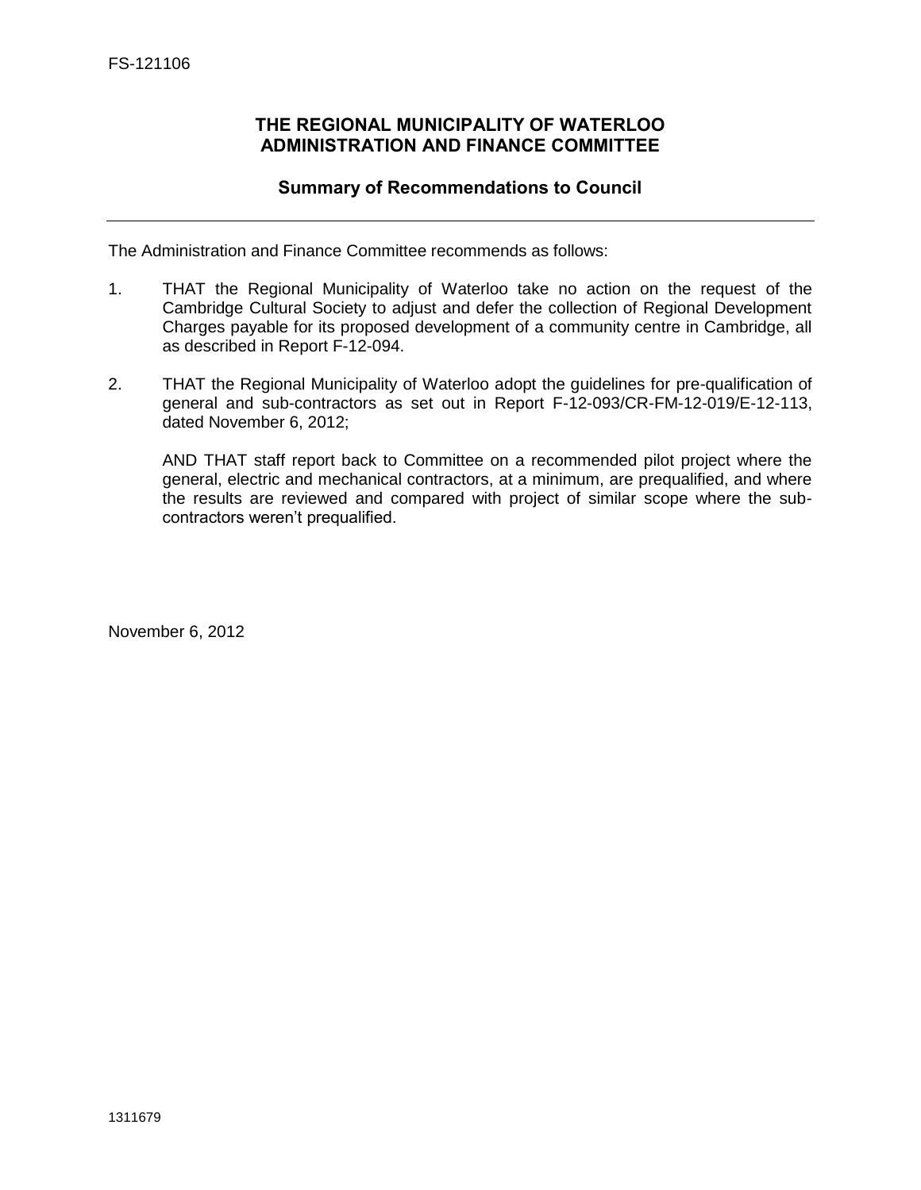FS-121106

## THE REGIONAL MUNICIPALITY OF WATERLOO ADMINISTRATION AND FINANCE COMMITTEE

### Summary of Recommendations to Council

---

The Administration and Finance Committee recommends as follows:

1. THAT the Regional Municipality of Waterloo take no action on the request of the Cambridge Cultural Society to adjust and defer the collection of Regional Development Charges payable for its proposed development of a community centre in Cambridge, all as described in Report F-12-094.

2. THAT the Regional Municipality of Waterloo adopt the guidelines for pre-qualification of general and sub-contractors as set out in Report F-12-093/CR-FM-12-019/E-12-113, dated November 6, 2012;

   AND THAT staff report back to Committee on a recommended pilot project where the general, electric and mechanical contractors, at a minimum, are prequalified, and where the results are reviewed and compared with project of similar scope where the sub-contractors weren't prequalified.

November 6, 2012

1311679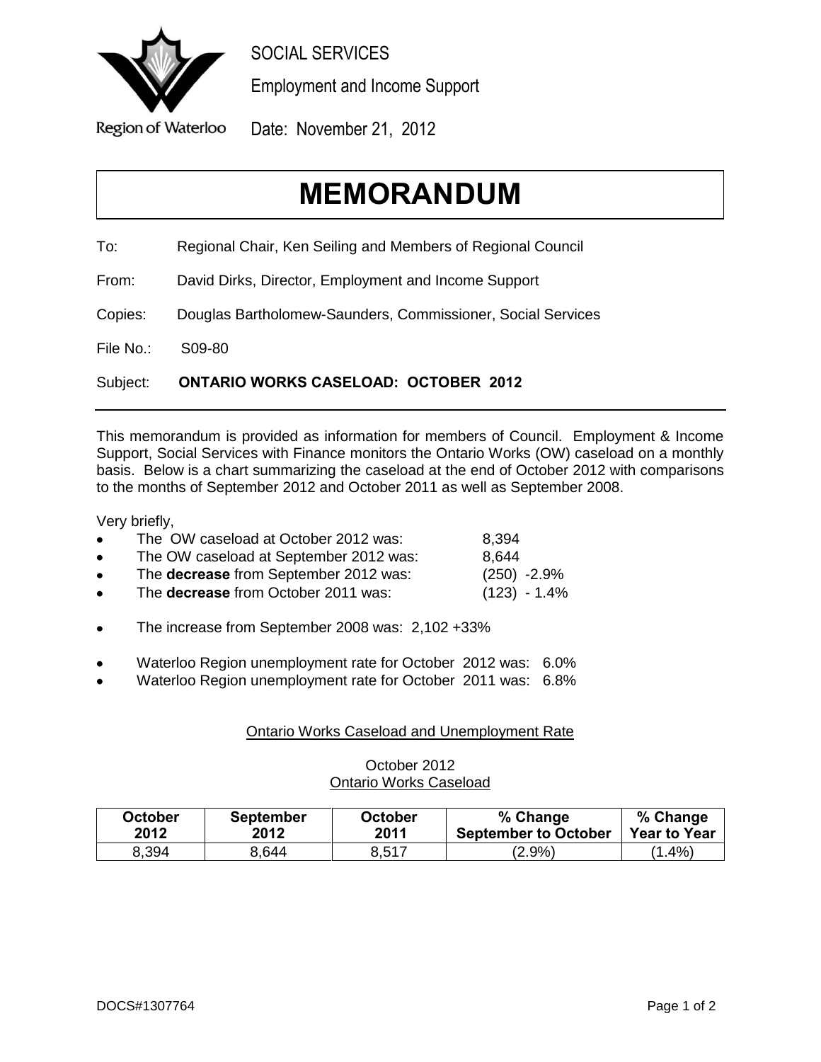SOCIAL SERVICES

Employment and Income Support

Region of Waterloo

Date: November 21, 2012

# MEMORANDUM

To: Regional Chair, Ken Seiling and Members of Regional Council

From: David Dirks, Director, Employment and Income Support

Copies: Douglas Bartholomew-Saunders, Commissioner, Social Services

File No.: S09-80

Subject: **ONTARIO WORKS CASELOAD: OCTOBER 2012**

---

This memorandum is provided as information for members of Council. Employment & Income Support, Social Services with Finance monitors the Ontario Works (OW) caseload on a monthly basis. Below is a chart summarizing the caseload at the end of October 2012 with comparisons to the months of September 2012 and October 2011 as well as September 2008.

Very briefly,

- The OW caseload at October 2012 was: 8,394
- The OW caseload at September 2012 was: 8,644
- The **decrease** from September 2012 was: (250) -2.9%
- The **decrease** from October 2011 was: (123) - 1.4%

- The increase from September 2008 was: 2,102 +33%

- Waterloo Region unemployment rate for October 2012 was: 6.0%
- Waterloo Region unemployment rate for October 2011 was: 6.8%

Ontario Works Caseload and Unemployment Rate

October 2012
Ontario Works Caseload

| October 2012 | September 2012 | October 2011 | % Change September to October | % Change Year to Year |
|---|---|---|---|---|
| 8,394 | 8,644 | 8,517 | (2.9%) | (1.4%) |

DOCS#1307764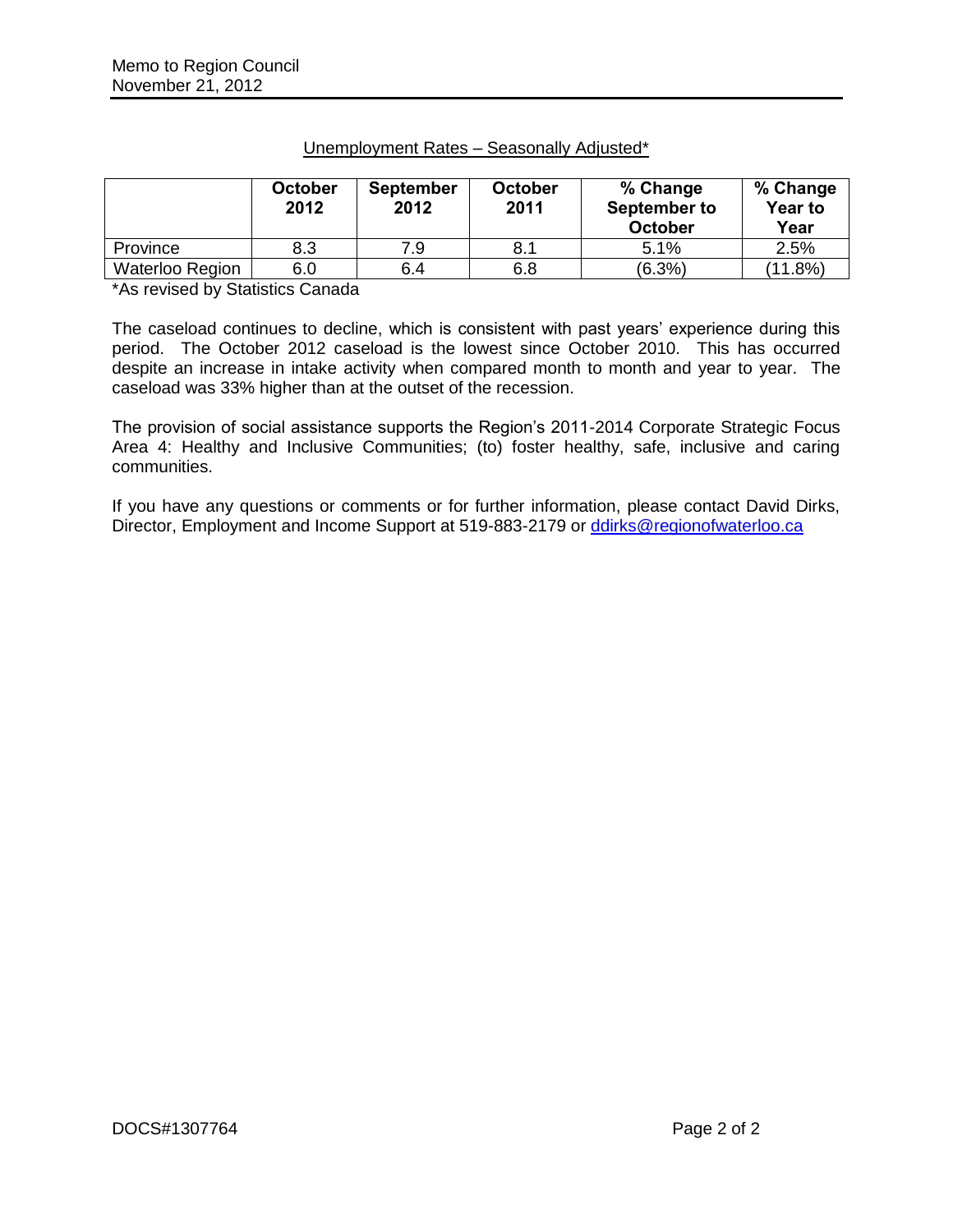Unemployment Rates – Seasonally Adjusted*

| | October 2012 | September 2012 | October 2011 | % Change September to October | % Change Year to Year |
|---|---|---|---|---|---|
| Province | 8.3 | 7.9 | 8.1 | 5.1% | 2.5% |
| Waterloo Region | 6.0 | 6.4 | 6.8 | (6.3%) | (11.8%) |

*As revised by Statistics Canada

The caseload continues to decline, which is consistent with past years' experience during this period. The October 2012 caseload is the lowest since October 2010. This has occurred despite an increase in intake activity when compared month to month and year to year. The caseload was 33% higher than at the outset of the recession.

The provision of social assistance supports the Region's 2011-2014 Corporate Strategic Focus Area 4: Healthy and Inclusive Communities; (to) foster healthy, safe, inclusive and caring communities.

If you have any questions or comments or for further information, please contact David Dirks, Director, Employment and Income Support at 519-883-2179 or ddirks@regionofwaterloo.ca

DOCS#1307764